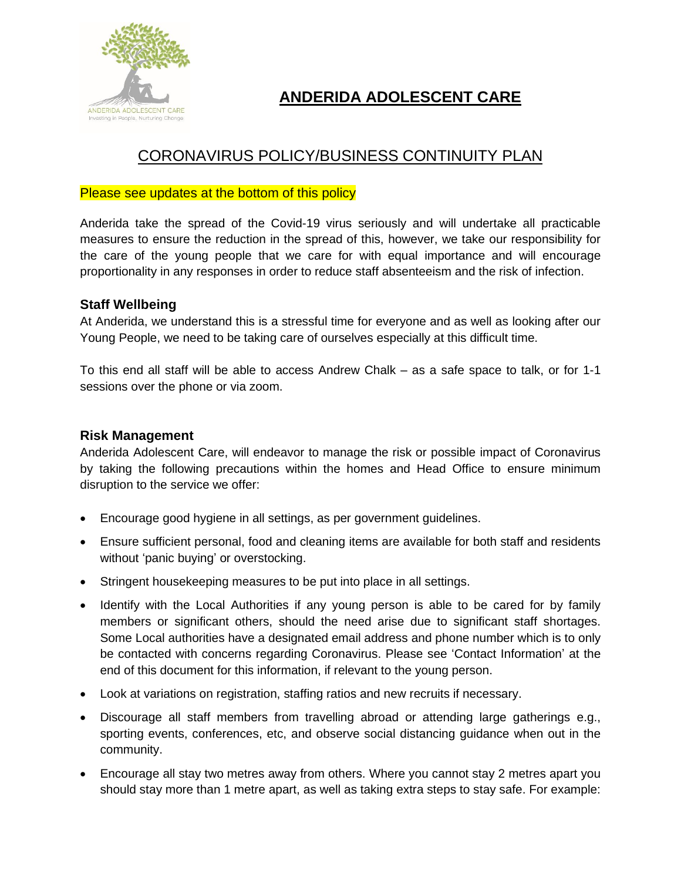# ANDERIDA ADOLESCENT CARE

## CORONAVIRUS POLICY/BUSINESS CONTINUITY PLAN

Please see updates at the bottom of this policy

Anderida take the spread of the Covid-19 virus seriously and will undertake all practicable measures to ensure the reduction in the spread of this, however, we take our responsibility for the care of the young people that we care for with equal importance and will encourage proportionality in any responses in order to reduce staff absenteeism and the risk of infection.

### Staff Wellbeing

At Anderida, we understand this is a stressful time for everyone and as well as looking after our Young People, we need to be taking care of ourselves especially at this difficult time.

To this end all staff will be able to access Andrew Chalk – as a safe space to talk, or for 1-1 sessions over the phone or via zoom.

### Risk Management

Anderida Adolescent Care, will endeavor to manage the risk or possible impact of Coronavirus by taking the following precautions within the homes and Head Office to ensure minimum disruption to the service we offer:

- Encourage good hygiene in all settings, as per government guidelines.
- Ensure sufficient personal, food and cleaning items are available for both staff and residents without 'panic buying' or overstocking.
- Stringent housekeeping measures to be put into place in all settings.
- Identify with the Local Authorities if any young person is able to be cared for by family members or significant others, should the need arise due to significant staff shortages. Some Local authorities have a designated email address and phone number which is to only be contacted with concerns regarding Coronavirus. Please see 'Contact Information' at the end of this document for this information, if relevant to the young person.
- Look at variations on registration, staffing ratios and new recruits if necessary.
- Discourage all staff members from travelling abroad or attending large gatherings e.g., sporting events, conferences, etc, and observe social distancing guidance when out in the community.
- Encourage all stay two metres away from others. Where you cannot stay 2 metres apart you should stay more than 1 metre apart, as well as taking extra steps to stay safe. For example: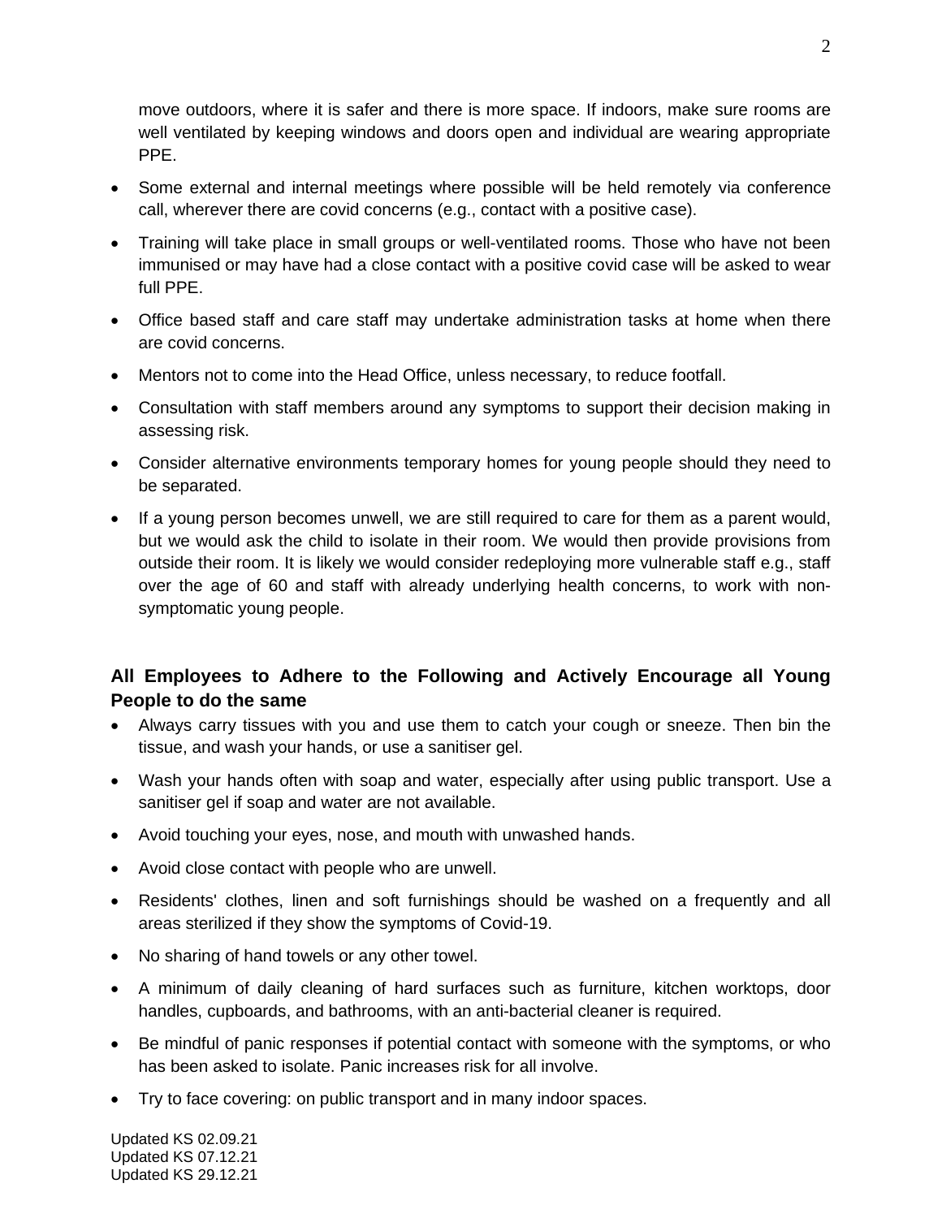move outdoors, where it is safer and there is more space. If indoors, make sure rooms are well ventilated by keeping windows and doors open and individual are wearing appropriate PPE.

- Some external and internal meetings where possible will be held remotely via conference call, wherever there are covid concerns (e.g., contact with a positive case).
- Training will take place in small groups or well-ventilated rooms. Those who have not been immunised or may have had a close contact with a positive covid case will be asked to wear full PPE.
- Office based staff and care staff may undertake administration tasks at home when there are covid concerns.
- Mentors not to come into the Head Office, unless necessary, to reduce footfall.
- Consultation with staff members around any symptoms to support their decision making in assessing risk.
- Consider alternative environments temporary homes for young people should they need to be separated.
- If a young person becomes unwell, we are still required to care for them as a parent would, but we would ask the child to isolate in their room. We would then provide provisions from outside their room. It is likely we would consider redeploying more vulnerable staff e.g., staff over the age of 60 and staff with already underlying health concerns, to work with non-symptomatic young people.

### All Employees to Adhere to the Following and Actively Encourage all Young People to do the same

- Always carry tissues with you and use them to catch your cough or sneeze. Then bin the tissue, and wash your hands, or use a sanitiser gel.
- Wash your hands often with soap and water, especially after using public transport. Use a sanitiser gel if soap and water are not available.
- Avoid touching your eyes, nose, and mouth with unwashed hands.
- Avoid close contact with people who are unwell.
- Residents' clothes, linen and soft furnishings should be washed on a frequently and all areas sterilized if they show the symptoms of Covid-19.
- No sharing of hand towels or any other towel.
- A minimum of daily cleaning of hard surfaces such as furniture, kitchen worktops, door handles, cupboards, and bathrooms, with an anti-bacterial cleaner is required.
- Be mindful of panic responses if potential contact with someone with the symptoms, or who has been asked to isolate. Panic increases risk for all involve.
- Try to face covering: on public transport and in many indoor spaces.

Updated KS 02.09.21
Updated KS 07.12.21
Updated KS 29.12.21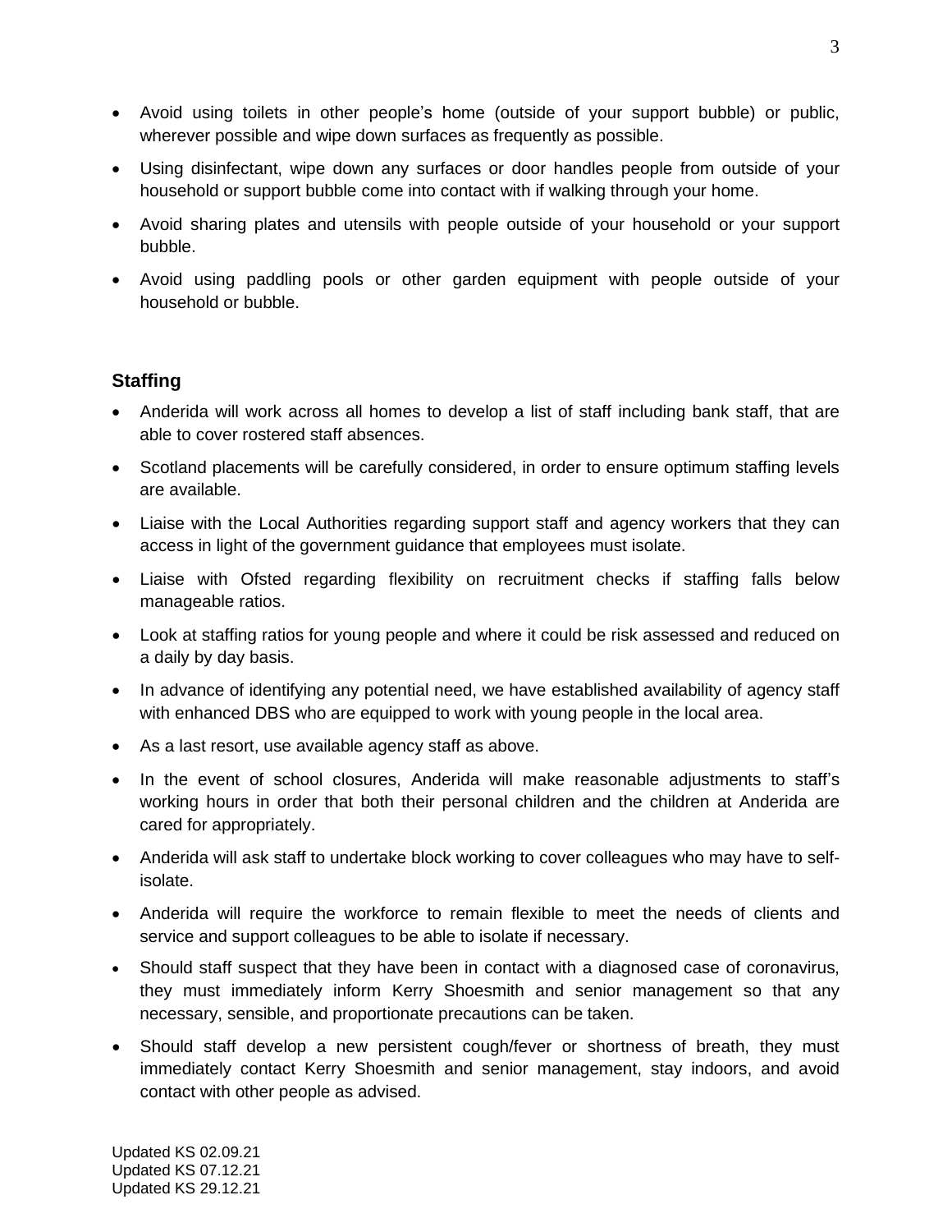- Avoid using toilets in other people's home (outside of your support bubble) or public, wherever possible and wipe down surfaces as frequently as possible.
- Using disinfectant, wipe down any surfaces or door handles people from outside of your household or support bubble come into contact with if walking through your home.
- Avoid sharing plates and utensils with people outside of your household or your support bubble.
- Avoid using paddling pools or other garden equipment with people outside of your household or bubble.

## Staffing

- Anderida will work across all homes to develop a list of staff including bank staff, that are able to cover rostered staff absences.
- Scotland placements will be carefully considered, in order to ensure optimum staffing levels are available.
- Liaise with the Local Authorities regarding support staff and agency workers that they can access in light of the government guidance that employees must isolate.
- Liaise with Ofsted regarding flexibility on recruitment checks if staffing falls below manageable ratios.
- Look at staffing ratios for young people and where it could be risk assessed and reduced on a daily by day basis.
- In advance of identifying any potential need, we have established availability of agency staff with enhanced DBS who are equipped to work with young people in the local area.
- As a last resort, use available agency staff as above.
- In the event of school closures, Anderida will make reasonable adjustments to staff's working hours in order that both their personal children and the children at Anderida are cared for appropriately.
- Anderida will ask staff to undertake block working to cover colleagues who may have to self-isolate.
- Anderida will require the workforce to remain flexible to meet the needs of clients and service and support colleagues to be able to isolate if necessary.
- Should staff suspect that they have been in contact with a diagnosed case of coronavirus, they must immediately inform Kerry Shoesmith and senior management so that any necessary, sensible, and proportionate precautions can be taken.
- Should staff develop a new persistent cough/fever or shortness of breath, they must immediately contact Kerry Shoesmith and senior management, stay indoors, and avoid contact with other people as advised.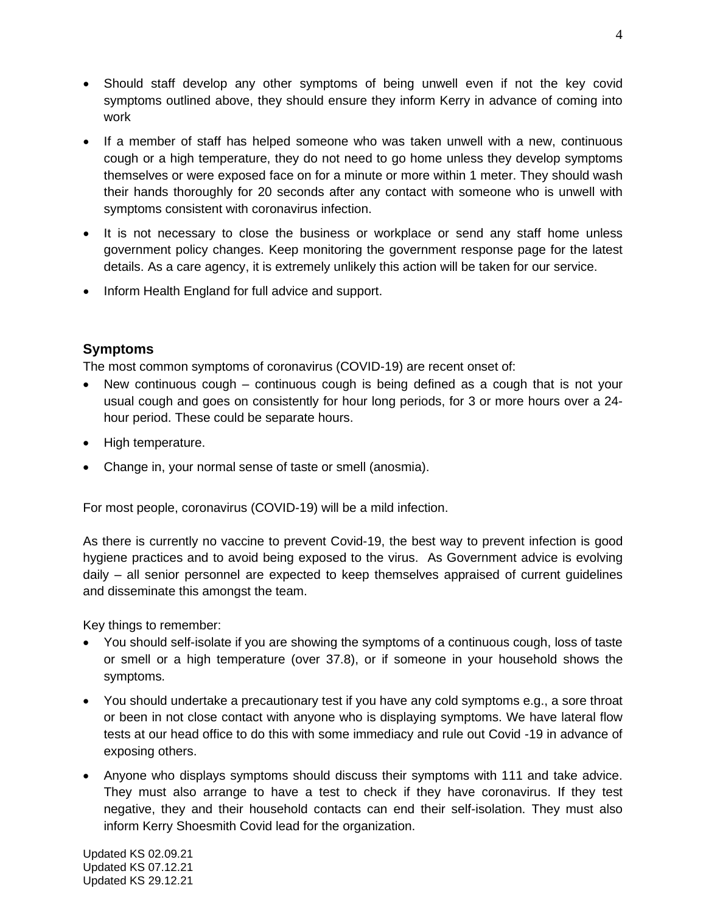- Should staff develop any other symptoms of being unwell even if not the key covid symptoms outlined above, they should ensure they inform Kerry in advance of coming into work
- If a member of staff has helped someone who was taken unwell with a new, continuous cough or a high temperature, they do not need to go home unless they develop symptoms themselves or were exposed face on for a minute or more within 1 meter. They should wash their hands thoroughly for 20 seconds after any contact with someone who is unwell with symptoms consistent with coronavirus infection.
- It is not necessary to close the business or workplace or send any staff home unless government policy changes. Keep monitoring the government response page for the latest details. As a care agency, it is extremely unlikely this action will be taken for our service.
- Inform Health England for full advice and support.

## Symptoms

The most common symptoms of coronavirus (COVID-19) are recent onset of:

- New continuous cough – continuous cough is being defined as a cough that is not your usual cough and goes on consistently for hour long periods, for 3 or more hours over a 24-hour period. These could be separate hours.
- High temperature.
- Change in, your normal sense of taste or smell (anosmia).

For most people, coronavirus (COVID-19) will be a mild infection.

As there is currently no vaccine to prevent Covid-19, the best way to prevent infection is good hygiene practices and to avoid being exposed to the virus. As Government advice is evolving daily – all senior personnel are expected to keep themselves appraised of current guidelines and disseminate this amongst the team.

Key things to remember:

- You should self-isolate if you are showing the symptoms of a continuous cough, loss of taste or smell or a high temperature (over 37.8), or if someone in your household shows the symptoms.
- You should undertake a precautionary test if you have any cold symptoms e.g., a sore throat or been in not close contact with anyone who is displaying symptoms. We have lateral flow tests at our head office to do this with some immediacy and rule out Covid -19 in advance of exposing others.
- Anyone who displays symptoms should discuss their symptoms with 111 and take advice. They must also arrange to have a test to check if they have coronavirus. If they test negative, they and their household contacts can end their self-isolation. They must also inform Kerry Shoesmith Covid lead for the organization.

Updated KS 02.09.21
Updated KS 07.12.21
Updated KS 29.12.21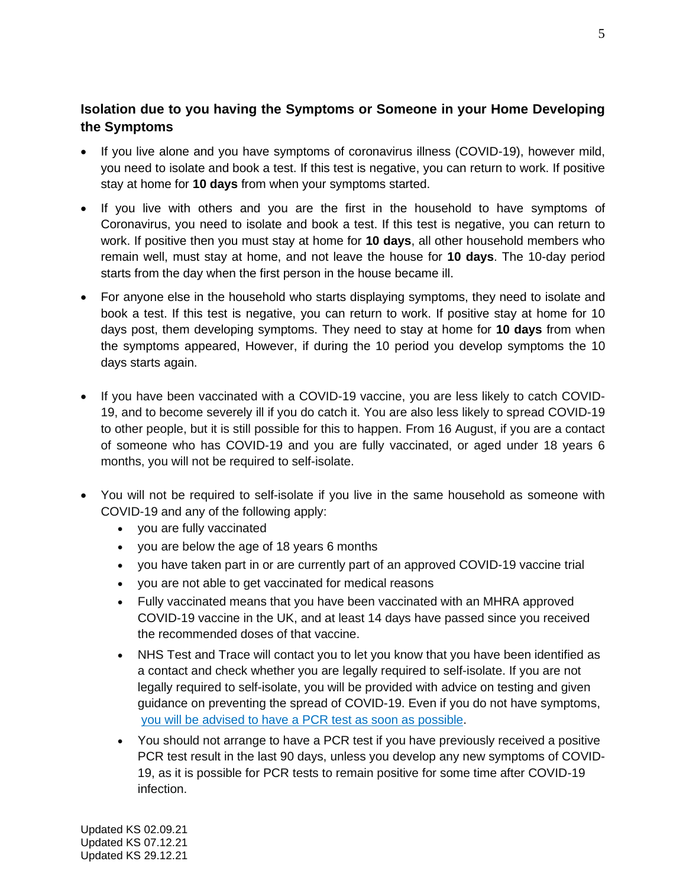## Isolation due to you having the Symptoms or Someone in your Home Developing the Symptoms

- If you live alone and you have symptoms of coronavirus illness (COVID-19), however mild, you need to isolate and book a test. If this test is negative, you can return to work. If positive stay at home for **10 days** from when your symptoms started.
- If you live with others and you are the first in the household to have symptoms of Coronavirus, you need to isolate and book a test. If this test is negative, you can return to work. If positive then you must stay at home for **10 days**, all other household members who remain well, must stay at home, and not leave the house for **10 days**. The 10-day period starts from the day when the first person in the house became ill.
- For anyone else in the household who starts displaying symptoms, they need to isolate and book a test. If this test is negative, you can return to work. If positive stay at home for 10 days post, them developing symptoms. They need to stay at home for **10 days** from when the symptoms appeared, However, if during the 10 period you develop symptoms the 10 days starts again.
- If you have been vaccinated with a COVID-19 vaccine, you are less likely to catch COVID-19, and to become severely ill if you do catch it. You are also less likely to spread COVID-19 to other people, but it is still possible for this to happen. From 16 August, if you are a contact of someone who has COVID-19 and you are fully vaccinated, or aged under 18 years 6 months, you will not be required to self-isolate.
- You will not be required to self-isolate if you live in the same household as someone with COVID-19 and any of the following apply:
  - you are fully vaccinated
  - you are below the age of 18 years 6 months
  - you have taken part in or are currently part of an approved COVID-19 vaccine trial
  - you are not able to get vaccinated for medical reasons
  - Fully vaccinated means that you have been vaccinated with an MHRA approved COVID-19 vaccine in the UK, and at least 14 days have passed since you received the recommended doses of that vaccine.
  - NHS Test and Trace will contact you to let you know that you have been identified as a contact and check whether you are legally required to self-isolate. If you are not legally required to self-isolate, you will be provided with advice on testing and given guidance on preventing the spread of COVID-19. Even if you do not have symptoms, you will be advised to have a PCR test as soon as possible.
  - You should not arrange to have a PCR test if you have previously received a positive PCR test result in the last 90 days, unless you develop any new symptoms of COVID-19, as it is possible for PCR tests to remain positive for some time after COVID-19 infection.

Updated KS 02.09.21
Updated KS 07.12.21
Updated KS 29.12.21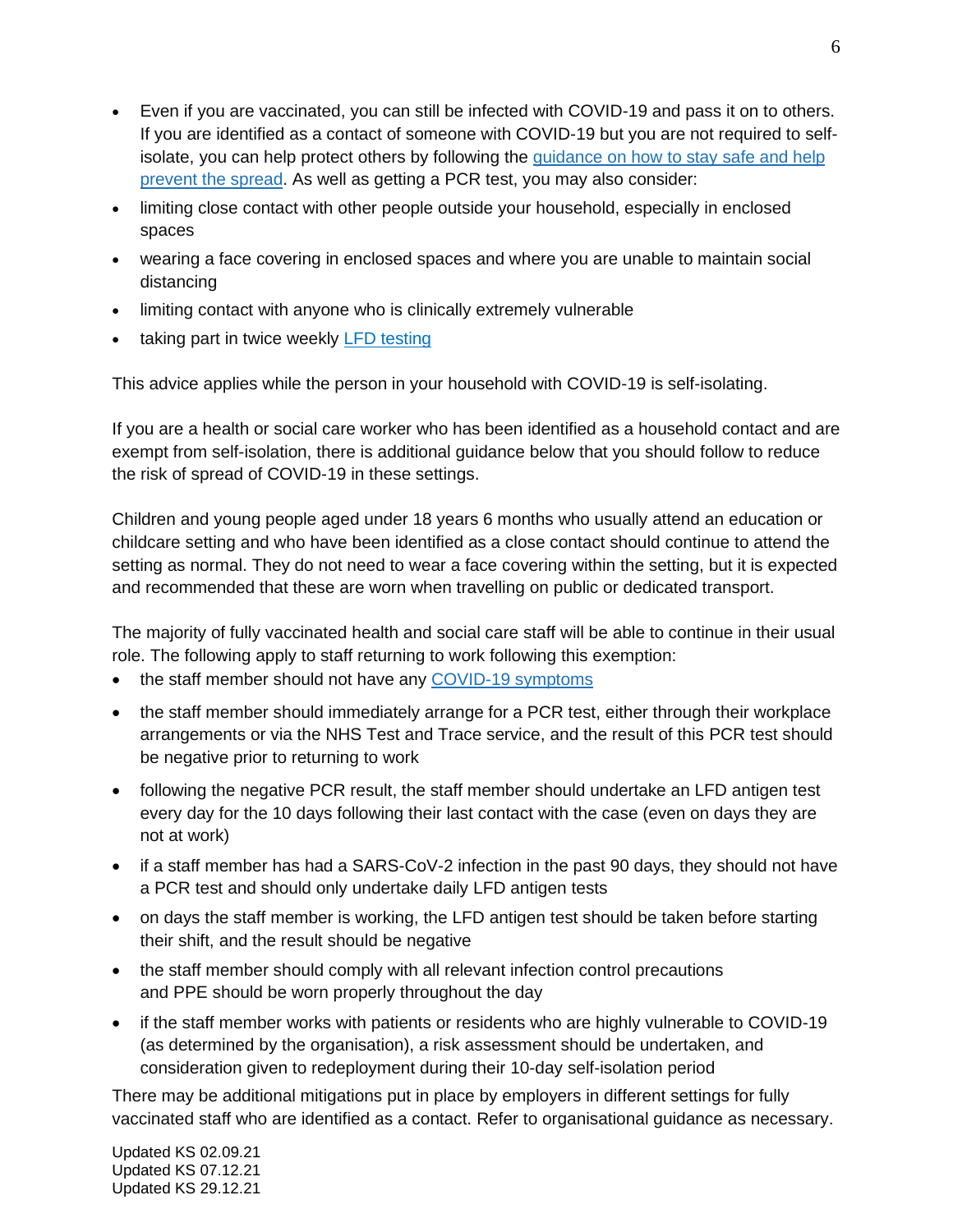- Even if you are vaccinated, you can still be infected with COVID-19 and pass it on to others. If you are identified as a contact of someone with COVID-19 but you are not required to self-isolate, you can help protect others by following the [guidance on how to stay safe and help prevent the spread](). As well as getting a PCR test, you may also consider:
- limiting close contact with other people outside your household, especially in enclosed spaces
- wearing a face covering in enclosed spaces and where you are unable to maintain social distancing
- limiting contact with anyone who is clinically extremely vulnerable
- taking part in twice weekly [LFD testing]()

This advice applies while the person in your household with COVID-19 is self-isolating.

If you are a health or social care worker who has been identified as a household contact and are exempt from self-isolation, there is additional guidance below that you should follow to reduce the risk of spread of COVID-19 in these settings.

Children and young people aged under 18 years 6 months who usually attend an education or childcare setting and who have been identified as a close contact should continue to attend the setting as normal. They do not need to wear a face covering within the setting, but it is expected and recommended that these are worn when travelling on public or dedicated transport.

The majority of fully vaccinated health and social care staff will be able to continue in their usual role. The following apply to staff returning to work following this exemption:

- the staff member should not have any [COVID-19 symptoms]()
- the staff member should immediately arrange for a PCR test, either through their workplace arrangements or via the NHS Test and Trace service, and the result of this PCR test should be negative prior to returning to work
- following the negative PCR result, the staff member should undertake an LFD antigen test every day for the 10 days following their last contact with the case (even on days they are not at work)
- if a staff member has had a SARS-CoV-2 infection in the past 90 days, they should not have a PCR test and should only undertake daily LFD antigen tests
- on days the staff member is working, the LFD antigen test should be taken before starting their shift, and the result should be negative
- the staff member should comply with all relevant infection control precautions and PPE should be worn properly throughout the day
- if the staff member works with patients or residents who are highly vulnerable to COVID-19 (as determined by the organisation), a risk assessment should be undertaken, and consideration given to redeployment during their 10-day self-isolation period

There may be additional mitigations put in place by employers in different settings for fully vaccinated staff who are identified as a contact. Refer to organisational guidance as necessary.

Updated KS 02.09.21
Updated KS 07.12.21
Updated KS 29.12.21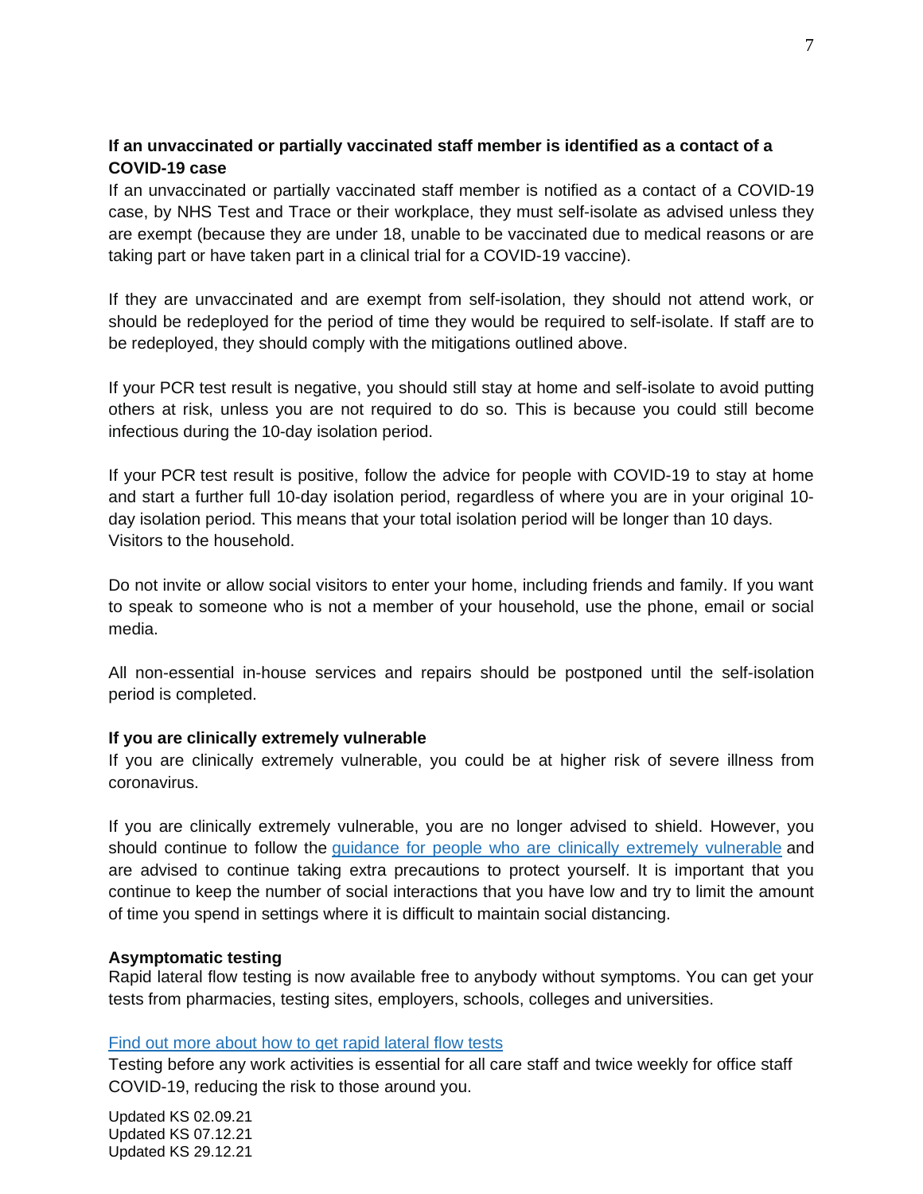**If an unvaccinated or partially vaccinated staff member is identified as a contact of a COVID-19 case**

If an unvaccinated or partially vaccinated staff member is notified as a contact of a COVID-19 case, by NHS Test and Trace or their workplace, they must self-isolate as advised unless they are exempt (because they are under 18, unable to be vaccinated due to medical reasons or are taking part or have taken part in a clinical trial for a COVID-19 vaccine).

If they are unvaccinated and are exempt from self-isolation, they should not attend work, or should be redeployed for the period of time they would be required to self-isolate. If staff are to be redeployed, they should comply with the mitigations outlined above.

If your PCR test result is negative, you should still stay at home and self-isolate to avoid putting others at risk, unless you are not required to do so. This is because you could still become infectious during the 10-day isolation period.

If your PCR test result is positive, follow the advice for people with COVID-19 to stay at home and start a further full 10-day isolation period, regardless of where you are in your original 10-day isolation period. This means that your total isolation period will be longer than 10 days.
Visitors to the household.

Do not invite or allow social visitors to enter your home, including friends and family. If you want to speak to someone who is not a member of your household, use the phone, email or social media.

All non-essential in-house services and repairs should be postponed until the self-isolation period is completed.

**If you are clinically extremely vulnerable**

If you are clinically extremely vulnerable, you could be at higher risk of severe illness from coronavirus.

If you are clinically extremely vulnerable, you are no longer advised to shield. However, you should continue to follow the [guidance for people who are clinically extremely vulnerable] and are advised to continue taking extra precautions to protect yourself. It is important that you continue to keep the number of social interactions that you have low and try to limit the amount of time you spend in settings where it is difficult to maintain social distancing.

**Asymptomatic testing**

Rapid lateral flow testing is now available free to anybody without symptoms. You can get your tests from pharmacies, testing sites, employers, schools, colleges and universities.

[Find out more about how to get rapid lateral flow tests]

Testing before any work activities is essential for all care staff and twice weekly for office staff COVID-19, reducing the risk to those around you.

Updated KS 02.09.21
Updated KS 07.12.21
Updated KS 29.12.21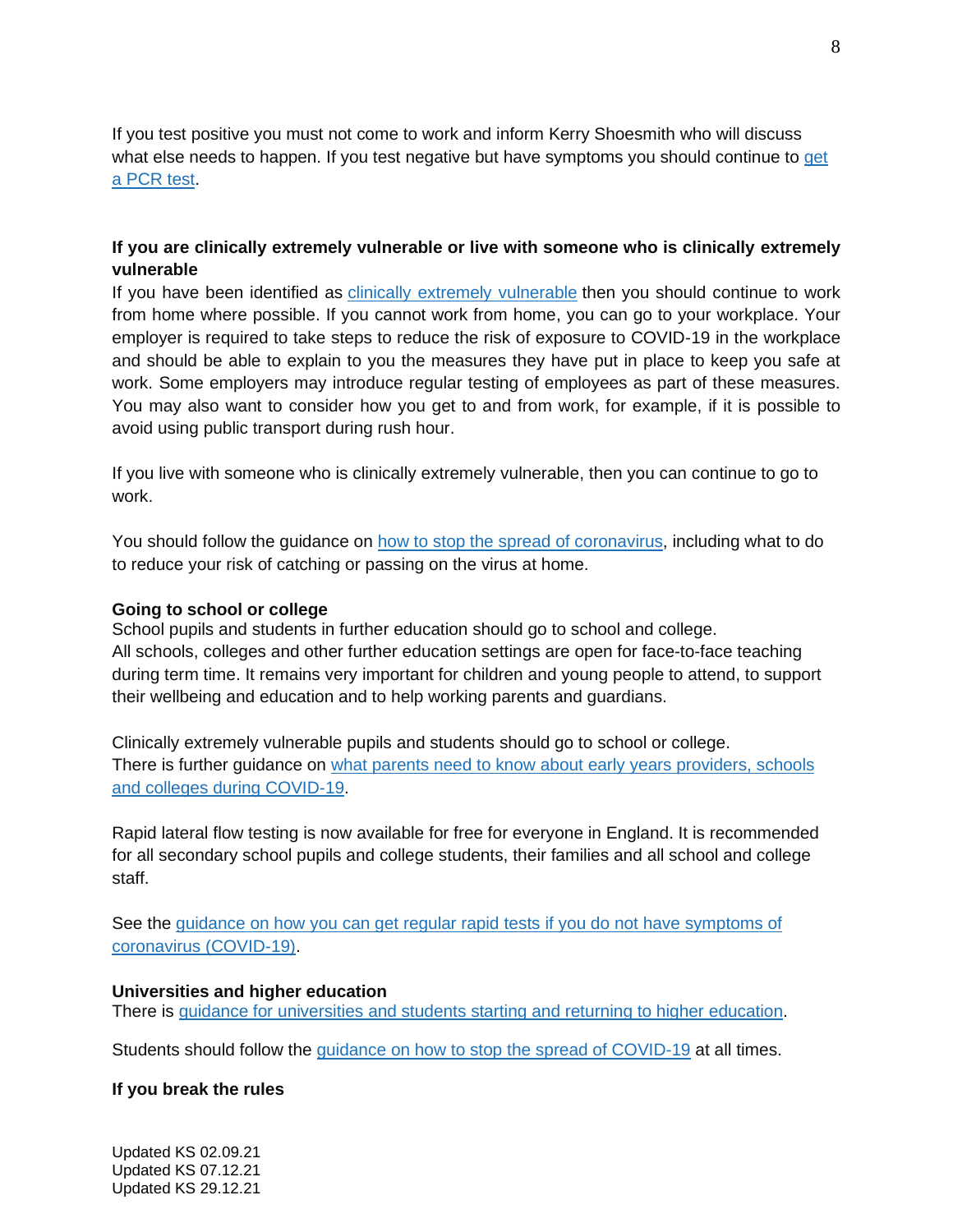If you test positive you must not come to work and inform Kerry Shoesmith who will discuss what else needs to happen. If you test negative but have symptoms you should continue to [get a PCR test].

**If you are clinically extremely vulnerable or live with someone who is clinically extremely vulnerable**

If you have been identified as [clinically extremely vulnerable] then you should continue to work from home where possible. If you cannot work from home, you can go to your workplace. Your employer is required to take steps to reduce the risk of exposure to COVID-19 in the workplace and should be able to explain to you the measures they have put in place to keep you safe at work. Some employers may introduce regular testing of employees as part of these measures. You may also want to consider how you get to and from work, for example, if it is possible to avoid using public transport during rush hour.

If you live with someone who is clinically extremely vulnerable, then you can continue to go to work.

You should follow the guidance on [how to stop the spread of coronavirus], including what to do to reduce your risk of catching or passing on the virus at home.

**Going to school or college**

School pupils and students in further education should go to school and college.
All schools, colleges and other further education settings are open for face-to-face teaching during term time. It remains very important for children and young people to attend, to support their wellbeing and education and to help working parents and guardians.

Clinically extremely vulnerable pupils and students should go to school or college.
There is further guidance on [what parents need to know about early years providers, schools and colleges during COVID-19].

Rapid lateral flow testing is now available for free for everyone in England. It is recommended for all secondary school pupils and college students, their families and all school and college staff.

See the [guidance on how you can get regular rapid tests if you do not have symptoms of coronavirus (COVID-19)].

**Universities and higher education**

There is [guidance for universities and students starting and returning to higher education].

Students should follow the [guidance on how to stop the spread of COVID-19] at all times.

**If you break the rules**

Updated KS 02.09.21
Updated KS 07.12.21
Updated KS 29.12.21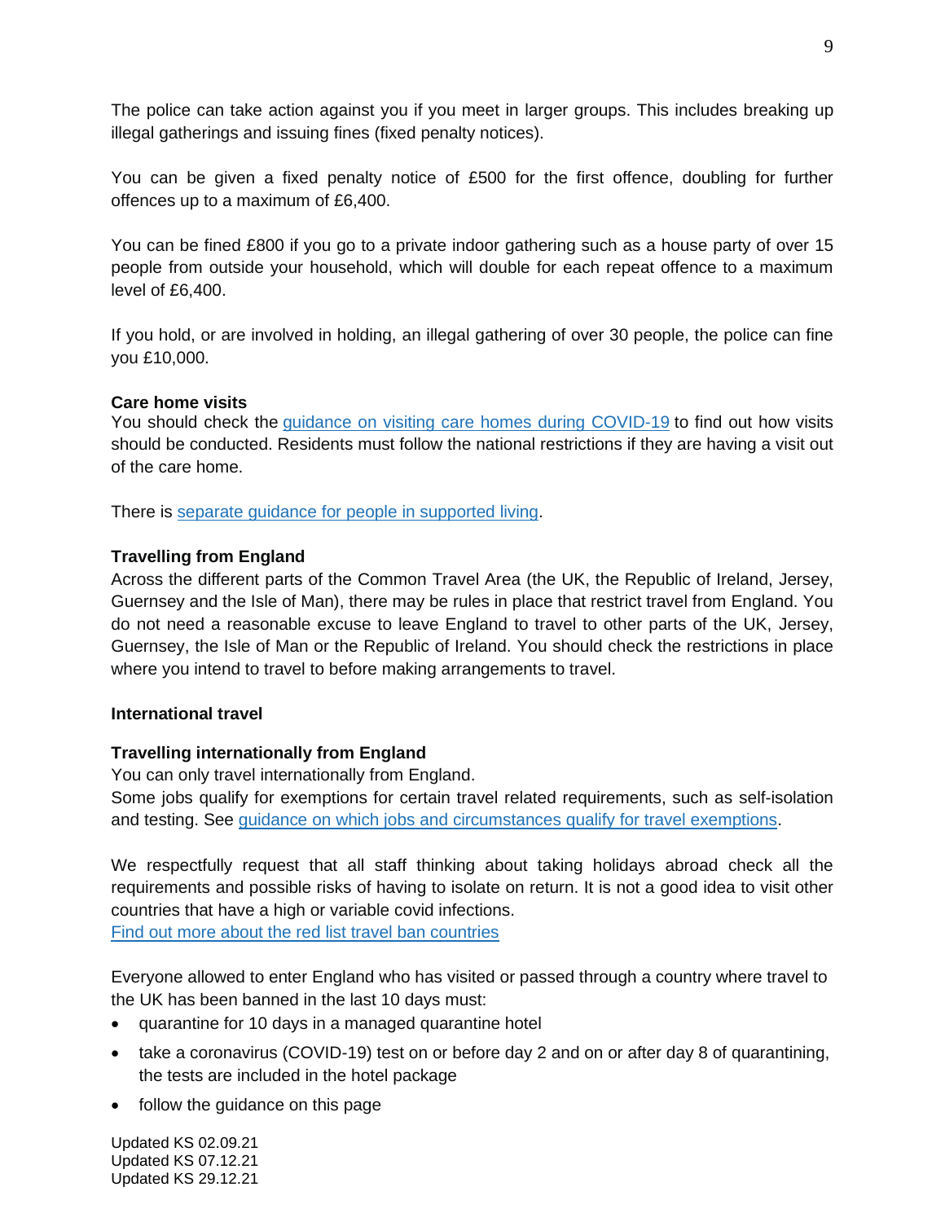The police can take action against you if you meet in larger groups. This includes breaking up illegal gatherings and issuing fines (fixed penalty notices).

You can be given a fixed penalty notice of £500 for the first offence, doubling for further offences up to a maximum of £6,400.

You can be fined £800 if you go to a private indoor gathering such as a house party of over 15 people from outside your household, which will double for each repeat offence to a maximum level of £6,400.

If you hold, or are involved in holding, an illegal gathering of over 30 people, the police can fine you £10,000.

**Care home visits**
You should check the [guidance on visiting care homes during COVID-19]() to find out how visits should be conducted. Residents must follow the national restrictions if they are having a visit out of the care home.

There is [separate guidance for people in supported living]().

**Travelling from England**
Across the different parts of the Common Travel Area (the UK, the Republic of Ireland, Jersey, Guernsey and the Isle of Man), there may be rules in place that restrict travel from England. You do not need a reasonable excuse to leave England to travel to other parts of the UK, Jersey, Guernsey, the Isle of Man or the Republic of Ireland. You should check the restrictions in place where you intend to travel to before making arrangements to travel.

**International travel**

**Travelling internationally from England**
You can only travel internationally from England.
Some jobs qualify for exemptions for certain travel related requirements, such as self-isolation and testing. See [guidance on which jobs and circumstances qualify for travel exemptions]().

We respectfully request that all staff thinking about taking holidays abroad check all the requirements and possible risks of having to isolate on return. It is not a good idea to visit other countries that have a high or variable covid infections.
[Find out more about the red list travel ban countries]()

Everyone allowed to enter England who has visited or passed through a country where travel to the UK has been banned in the last 10 days must:

- quarantine for 10 days in a managed quarantine hotel
- take a coronavirus (COVID-19) test on or before day 2 and on or after day 8 of quarantining, the tests are included in the hotel package
- follow the guidance on this page

Updated KS 02.09.21
Updated KS 07.12.21
Updated KS 29.12.21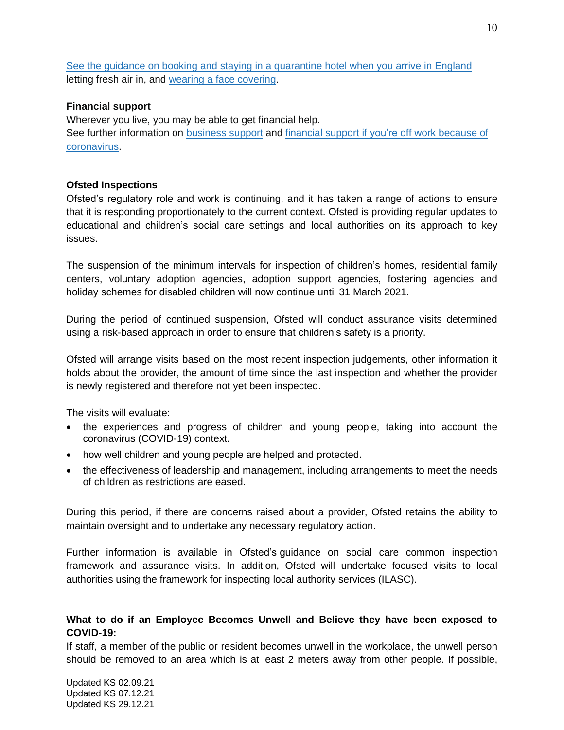[See the guidance on booking and staying in a quarantine hotel when you arrive in England](#) letting fresh air in, and [wearing a face covering](#).

**Financial support**

Wherever you live, you may be able to get financial help.

See further information on [business support](#) and [financial support if you're off work because of coronavirus](#).

**Ofsted Inspections**

Ofsted's regulatory role and work is continuing, and it has taken a range of actions to ensure that it is responding proportionately to the current context. Ofsted is providing regular updates to educational and children's social care settings and local authorities on its approach to key issues.

The suspension of the minimum intervals for inspection of children's homes, residential family centers, voluntary adoption agencies, adoption support agencies, fostering agencies and holiday schemes for disabled children will now continue until 31 March 2021.

During the period of continued suspension, Ofsted will conduct assurance visits determined using a risk-based approach in order to ensure that children's safety is a priority.

Ofsted will arrange visits based on the most recent inspection judgements, other information it holds about the provider, the amount of time since the last inspection and whether the provider is newly registered and therefore not yet been inspected.

The visits will evaluate:

- the experiences and progress of children and young people, taking into account the coronavirus (COVID-19) context.
- how well children and young people are helped and protected.
- the effectiveness of leadership and management, including arrangements to meet the needs of children as restrictions are eased.

During this period, if there are concerns raised about a provider, Ofsted retains the ability to maintain oversight and to undertake any necessary regulatory action.

Further information is available in Ofsted's guidance on social care common inspection framework and assurance visits. In addition, Ofsted will undertake focused visits to local authorities using the framework for inspecting local authority services (ILASC).

**What to do if an Employee Becomes Unwell and Believe they have been exposed to COVID-19:**

If staff, a member of the public or resident becomes unwell in the workplace, the unwell person should be removed to an area which is at least 2 meters away from other people. If possible,

Updated KS 02.09.21
Updated KS 07.12.21
Updated KS 29.12.21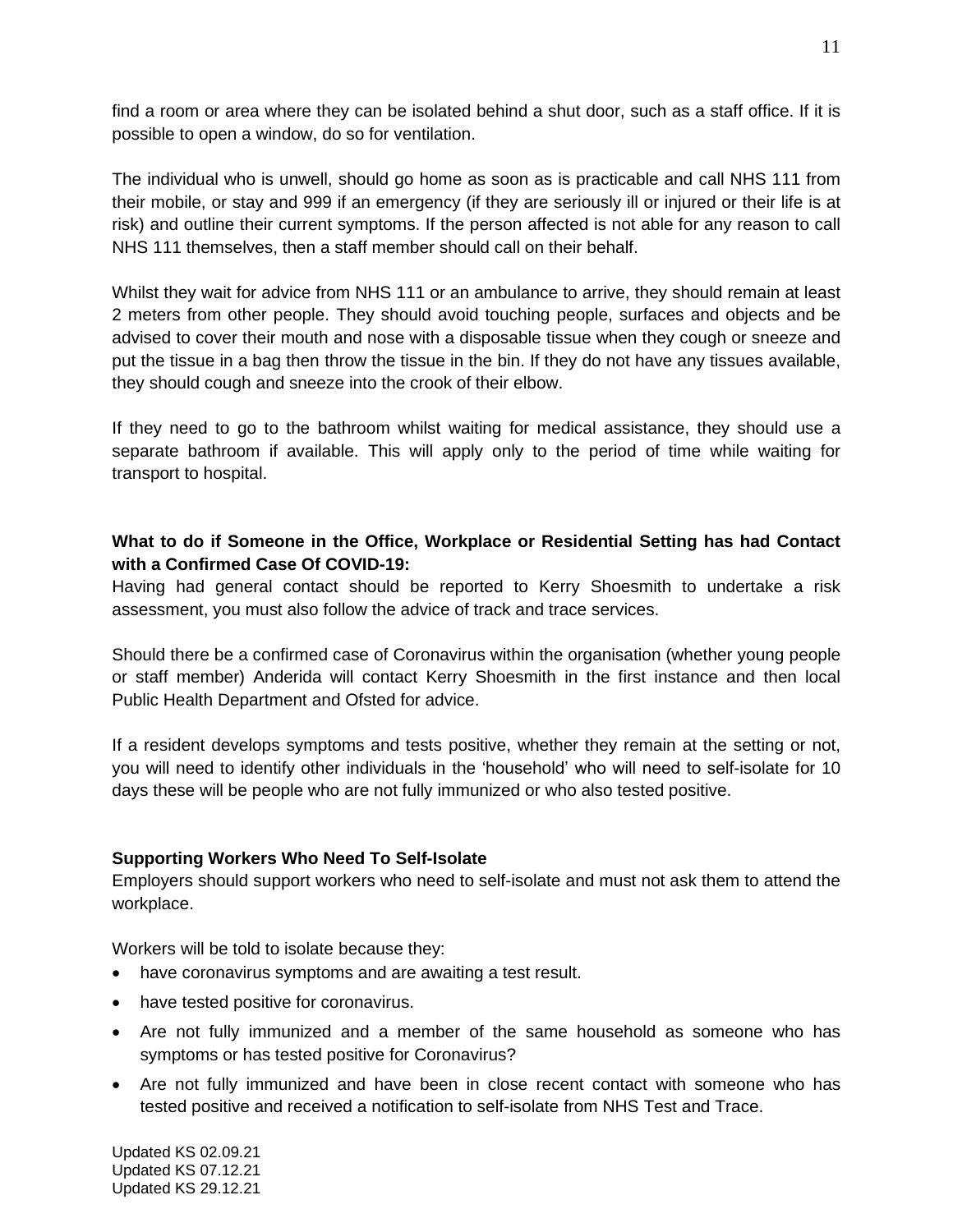find a room or area where they can be isolated behind a shut door, such as a staff office. If it is possible to open a window, do so for ventilation.

The individual who is unwell, should go home as soon as is practicable and call NHS 111 from their mobile, or stay and 999 if an emergency (if they are seriously ill or injured or their life is at risk) and outline their current symptoms. If the person affected is not able for any reason to call NHS 111 themselves, then a staff member should call on their behalf.

Whilst they wait for advice from NHS 111 or an ambulance to arrive, they should remain at least 2 meters from other people. They should avoid touching people, surfaces and objects and be advised to cover their mouth and nose with a disposable tissue when they cough or sneeze and put the tissue in a bag then throw the tissue in the bin. If they do not have any tissues available, they should cough and sneeze into the crook of their elbow.

If they need to go to the bathroom whilst waiting for medical assistance, they should use a separate bathroom if available. This will apply only to the period of time while waiting for transport to hospital.

**What to do if Someone in the Office, Workplace or Residential Setting has had Contact with a Confirmed Case Of COVID-19:**

Having had general contact should be reported to Kerry Shoesmith to undertake a risk assessment, you must also follow the advice of track and trace services.

Should there be a confirmed case of Coronavirus within the organisation (whether young people or staff member) Anderida will contact Kerry Shoesmith in the first instance and then local Public Health Department and Ofsted for advice.

If a resident develops symptoms and tests positive, whether they remain at the setting or not, you will need to identify other individuals in the 'household' who will need to self-isolate for 10 days these will be people who are not fully immunized or who also tested positive.

**Supporting Workers Who Need To Self-Isolate**

Employers should support workers who need to self-isolate and must not ask them to attend the workplace.

Workers will be told to isolate because they:

- have coronavirus symptoms and are awaiting a test result.
- have tested positive for coronavirus.
- Are not fully immunized and a member of the same household as someone who has symptoms or has tested positive for Coronavirus?
- Are not fully immunized and have been in close recent contact with someone who has tested positive and received a notification to self-isolate from NHS Test and Trace.

Updated KS 02.09.21
Updated KS 07.12.21
Updated KS 29.12.21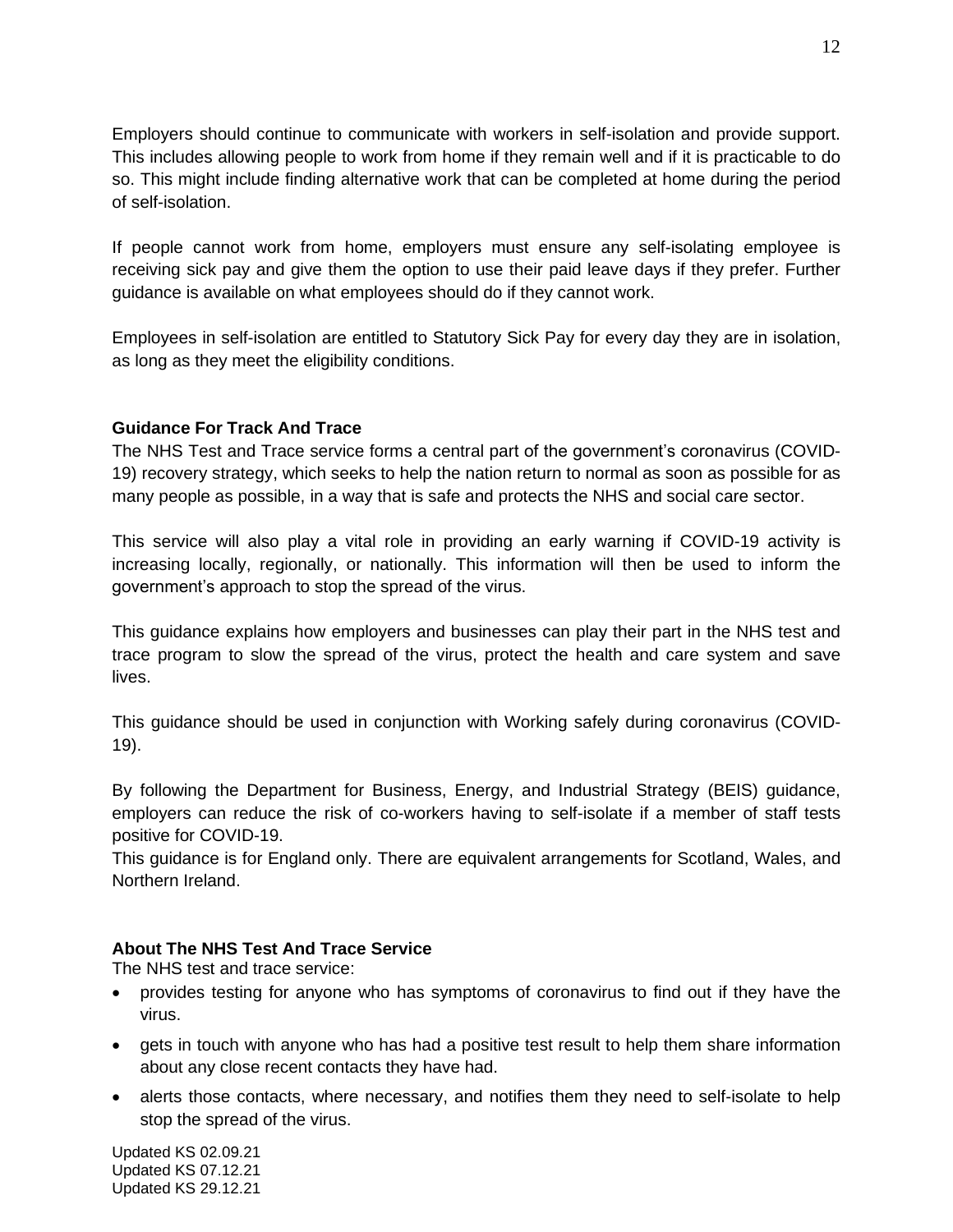Employers should continue to communicate with workers in self-isolation and provide support. This includes allowing people to work from home if they remain well and if it is practicable to do so. This might include finding alternative work that can be completed at home during the period of self-isolation.

If people cannot work from home, employers must ensure any self-isolating employee is receiving sick pay and give them the option to use their paid leave days if they prefer. Further guidance is available on what employees should do if they cannot work.

Employees in self-isolation are entitled to Statutory Sick Pay for every day they are in isolation, as long as they meet the eligibility conditions.

**Guidance For Track And Trace**

The NHS Test and Trace service forms a central part of the government's coronavirus (COVID-19) recovery strategy, which seeks to help the nation return to normal as soon as possible for as many people as possible, in a way that is safe and protects the NHS and social care sector.

This service will also play a vital role in providing an early warning if COVID-19 activity is increasing locally, regionally, or nationally. This information will then be used to inform the government's approach to stop the spread of the virus.

This guidance explains how employers and businesses can play their part in the NHS test and trace program to slow the spread of the virus, protect the health and care system and save lives.

This guidance should be used in conjunction with Working safely during coronavirus (COVID-19).

By following the Department for Business, Energy, and Industrial Strategy (BEIS) guidance, employers can reduce the risk of co-workers having to self-isolate if a member of staff tests positive for COVID-19.
This guidance is for England only. There are equivalent arrangements for Scotland, Wales, and Northern Ireland.

**About The NHS Test And Trace Service**

The NHS test and trace service:

- provides testing for anyone who has symptoms of coronavirus to find out if they have the virus.
- gets in touch with anyone who has had a positive test result to help them share information about any close recent contacts they have had.
- alerts those contacts, where necessary, and notifies them they need to self-isolate to help stop the spread of the virus.

Updated KS 02.09.21
Updated KS 07.12.21
Updated KS 29.12.21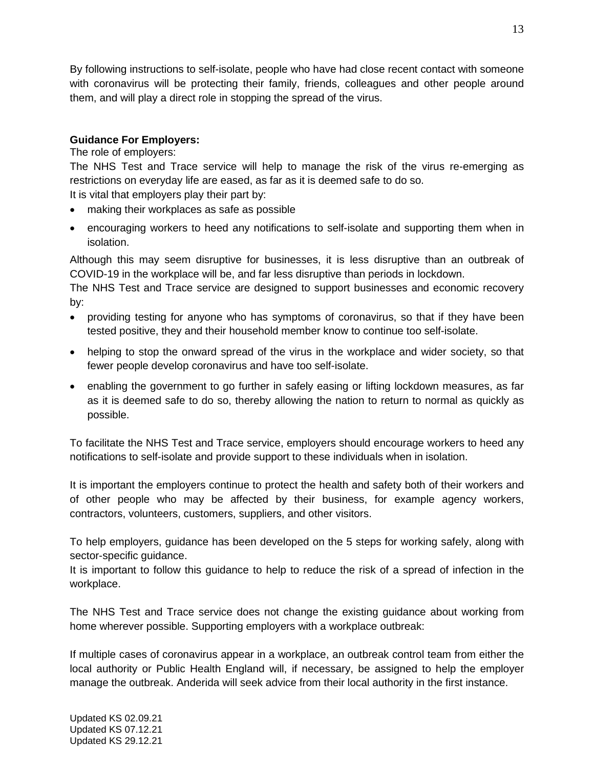By following instructions to self-isolate, people who have had close recent contact with someone with coronavirus will be protecting their family, friends, colleagues and other people around them, and will play a direct role in stopping the spread of the virus.

**Guidance For Employers:**

The role of employers:

The NHS Test and Trace service will help to manage the risk of the virus re-emerging as restrictions on everyday life are eased, as far as it is deemed safe to do so.

It is vital that employers play their part by:

- making their workplaces as safe as possible
- encouraging workers to heed any notifications to self-isolate and supporting them when in isolation.

Although this may seem disruptive for businesses, it is less disruptive than an outbreak of COVID-19 in the workplace will be, and far less disruptive than periods in lockdown.

The NHS Test and Trace service are designed to support businesses and economic recovery by:

- providing testing for anyone who has symptoms of coronavirus, so that if they have been tested positive, they and their household member know to continue too self-isolate.
- helping to stop the onward spread of the virus in the workplace and wider society, so that fewer people develop coronavirus and have too self-isolate.
- enabling the government to go further in safely easing or lifting lockdown measures, as far as it is deemed safe to do so, thereby allowing the nation to return to normal as quickly as possible.

To facilitate the NHS Test and Trace service, employers should encourage workers to heed any notifications to self-isolate and provide support to these individuals when in isolation.

It is important the employers continue to protect the health and safety both of their workers and of other people who may be affected by their business, for example agency workers, contractors, volunteers, customers, suppliers, and other visitors.

To help employers, guidance has been developed on the 5 steps for working safely, along with sector-specific guidance.

It is important to follow this guidance to help to reduce the risk of a spread of infection in the workplace.

The NHS Test and Trace service does not change the existing guidance about working from home wherever possible. Supporting employers with a workplace outbreak:

If multiple cases of coronavirus appear in a workplace, an outbreak control team from either the local authority or Public Health England will, if necessary, be assigned to help the employer manage the outbreak. Anderida will seek advice from their local authority in the first instance.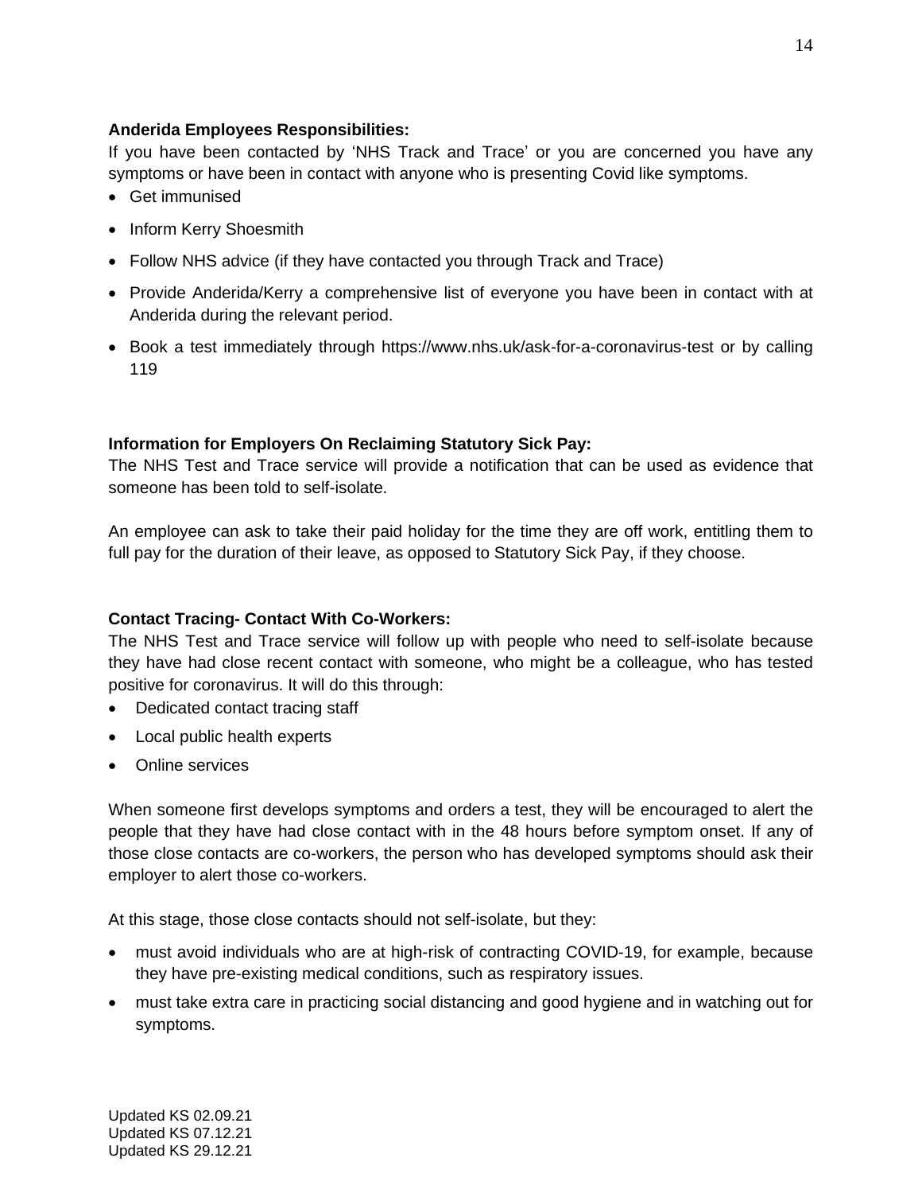**Anderida Employees Responsibilities:**

If you have been contacted by 'NHS Track and Trace' or you are concerned you have any symptoms or have been in contact with anyone who is presenting Covid like symptoms.

- Get immunised
- Inform Kerry Shoesmith
- Follow NHS advice (if they have contacted you through Track and Trace)
- Provide Anderida/Kerry a comprehensive list of everyone you have been in contact with at Anderida during the relevant period.
- Book a test immediately through https://www.nhs.uk/ask-for-a-coronavirus-test or by calling 119

**Information for Employers On Reclaiming Statutory Sick Pay:**

The NHS Test and Trace service will provide a notification that can be used as evidence that someone has been told to self-isolate.

An employee can ask to take their paid holiday for the time they are off work, entitling them to full pay for the duration of their leave, as opposed to Statutory Sick Pay, if they choose.

**Contact Tracing- Contact With Co-Workers:**

The NHS Test and Trace service will follow up with people who need to self-isolate because they have had close recent contact with someone, who might be a colleague, who has tested positive for coronavirus. It will do this through:

- Dedicated contact tracing staff
- Local public health experts
- Online services

When someone first develops symptoms and orders a test, they will be encouraged to alert the people that they have had close contact with in the 48 hours before symptom onset. If any of those close contacts are co-workers, the person who has developed symptoms should ask their employer to alert those co-workers.

At this stage, those close contacts should not self-isolate, but they:

- must avoid individuals who are at high-risk of contracting COVID-19, for example, because they have pre-existing medical conditions, such as respiratory issues.
- must take extra care in practicing social distancing and good hygiene and in watching out for symptoms.

Updated KS 02.09.21
Updated KS 07.12.21
Updated KS 29.12.21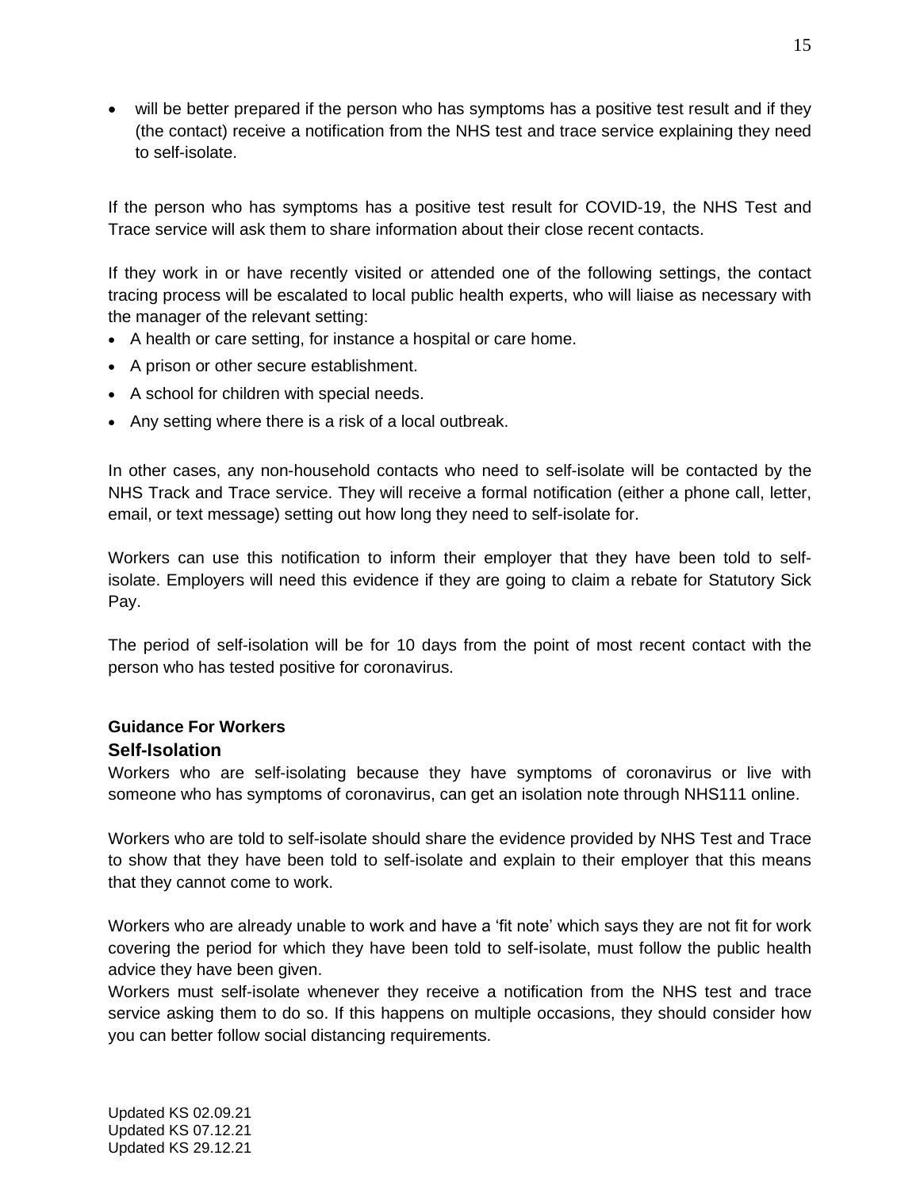- will be better prepared if the person who has symptoms has a positive test result and if they (the contact) receive a notification from the NHS test and trace service explaining they need to self-isolate.

If the person who has symptoms has a positive test result for COVID-19, the NHS Test and Trace service will ask them to share information about their close recent contacts.

If they work in or have recently visited or attended one of the following settings, the contact tracing process will be escalated to local public health experts, who will liaise as necessary with the manager of the relevant setting:

- A health or care setting, for instance a hospital or care home.
- A prison or other secure establishment.
- A school for children with special needs.
- Any setting where there is a risk of a local outbreak.

In other cases, any non-household contacts who need to self-isolate will be contacted by the NHS Track and Trace service. They will receive a formal notification (either a phone call, letter, email, or text message) setting out how long they need to self-isolate for.

Workers can use this notification to inform their employer that they have been told to self-isolate. Employers will need this evidence if they are going to claim a rebate for Statutory Sick Pay.

The period of self-isolation will be for 10 days from the point of most recent contact with the person who has tested positive for coronavirus.

**Guidance For Workers**

## Self-Isolation

Workers who are self-isolating because they have symptoms of coronavirus or live with someone who has symptoms of coronavirus, can get an isolation note through NHS111 online.

Workers who are told to self-isolate should share the evidence provided by NHS Test and Trace to show that they have been told to self-isolate and explain to their employer that this means that they cannot come to work.

Workers who are already unable to work and have a 'fit note' which says they are not fit for work covering the period for which they have been told to self-isolate, must follow the public health advice they have been given.

Workers must self-isolate whenever they receive a notification from the NHS test and trace service asking them to do so. If this happens on multiple occasions, they should consider how you can better follow social distancing requirements.

Updated KS 02.09.21
Updated KS 07.12.21
Updated KS 29.12.21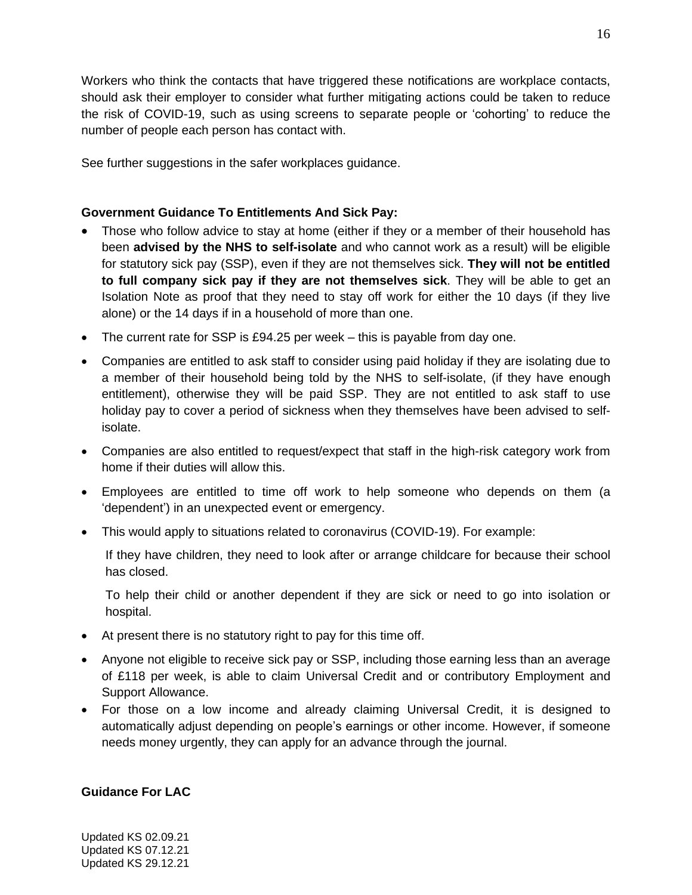Workers who think the contacts that have triggered these notifications are workplace contacts, should ask their employer to consider what further mitigating actions could be taken to reduce the risk of COVID-19, such as using screens to separate people or 'cohorting' to reduce the number of people each person has contact with.

See further suggestions in the safer workplaces guidance.

**Government Guidance To Entitlements And Sick Pay:**

- Those who follow advice to stay at home (either if they or a member of their household has been **advised by the NHS to self-isolate** and who cannot work as a result) will be eligible for statutory sick pay (SSP), even if they are not themselves sick. **They will not be entitled to full company sick pay if they are not themselves sick**. They will be able to get an Isolation Note as proof that they need to stay off work for either the 10 days (if they live alone) or the 14 days if in a household of more than one.
- The current rate for SSP is £94.25 per week – this is payable from day one.
- Companies are entitled to ask staff to consider using paid holiday if they are isolating due to a member of their household being told by the NHS to self-isolate, (if they have enough entitlement), otherwise they will be paid SSP. They are not entitled to ask staff to use holiday pay to cover a period of sickness when they themselves have been advised to self-isolate.
- Companies are also entitled to request/expect that staff in the high-risk category work from home if their duties will allow this.
- Employees are entitled to time off work to help someone who depends on them (a 'dependent') in an unexpected event or emergency.
- This would apply to situations related to coronavirus (COVID-19). For example:

  If they have children, they need to look after or arrange childcare for because their school has closed.

  To help their child or another dependent if they are sick or need to go into isolation or hospital.
- At present there is no statutory right to pay for this time off.
- Anyone not eligible to receive sick pay or SSP, including those earning less than an average of £118 per week, is able to claim Universal Credit and or contributory Employment and Support Allowance.
- For those on a low income and already claiming Universal Credit, it is designed to automatically adjust depending on people's earnings or other income. However, if someone needs money urgently, they can apply for an advance through the journal.

**Guidance For LAC**

Updated KS 02.09.21
Updated KS 07.12.21
Updated KS 29.12.21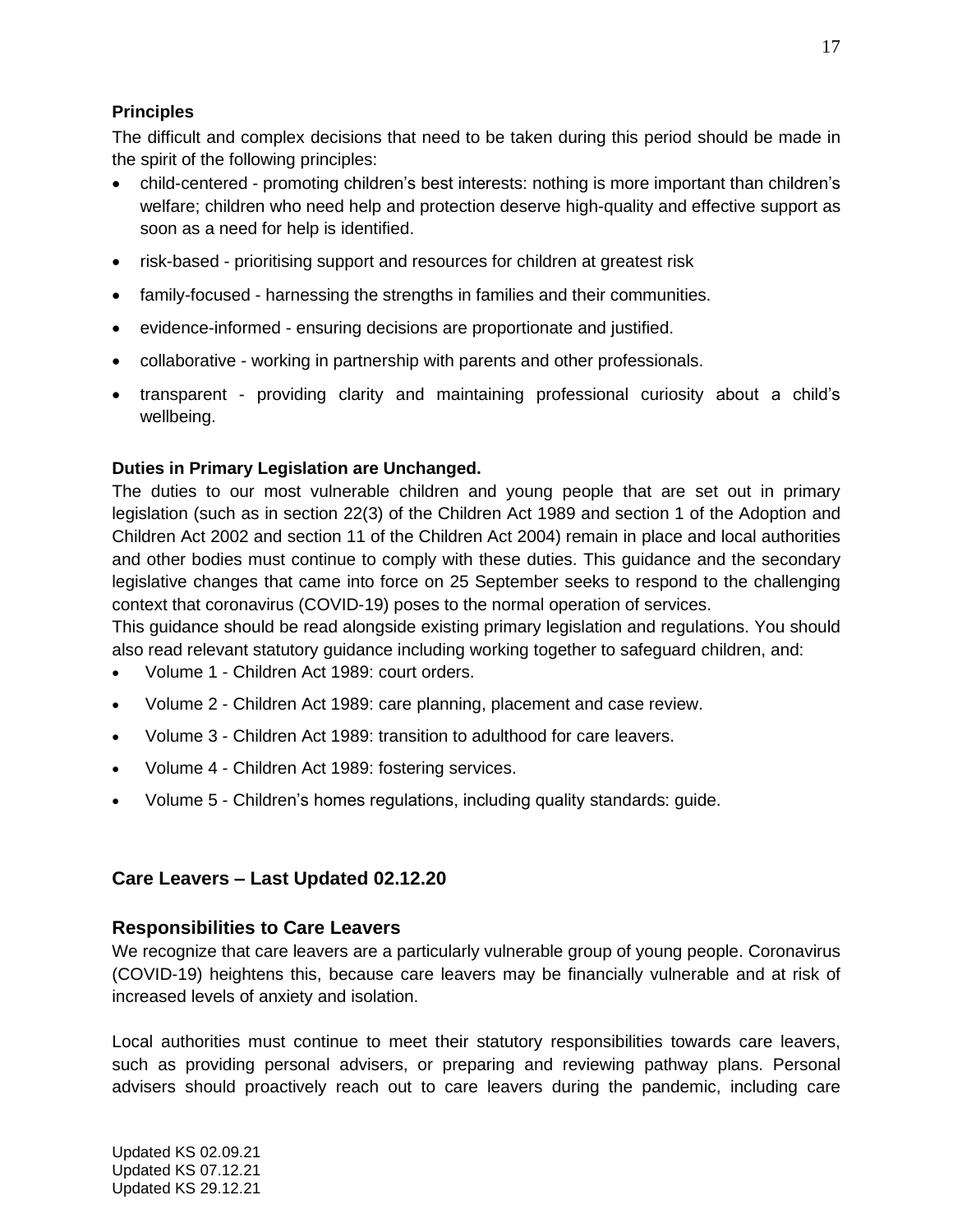**Principles**

The difficult and complex decisions that need to be taken during this period should be made in the spirit of the following principles:

- child-centered - promoting children's best interests: nothing is more important than children's welfare; children who need help and protection deserve high-quality and effective support as soon as a need for help is identified.
- risk-based - prioritising support and resources for children at greatest risk
- family-focused - harnessing the strengths in families and their communities.
- evidence-informed - ensuring decisions are proportionate and justified.
- collaborative - working in partnership with parents and other professionals.
- transparent - providing clarity and maintaining professional curiosity about a child's wellbeing.

**Duties in Primary Legislation are Unchanged.**

The duties to our most vulnerable children and young people that are set out in primary legislation (such as in section 22(3) of the Children Act 1989 and section 1 of the Adoption and Children Act 2002 and section 11 of the Children Act 2004) remain in place and local authorities and other bodies must continue to comply with these duties. This guidance and the secondary legislative changes that came into force on 25 September seeks to respond to the challenging context that coronavirus (COVID-19) poses to the normal operation of services.

This guidance should be read alongside existing primary legislation and regulations. You should also read relevant statutory guidance including working together to safeguard children, and:

- Volume 1 - Children Act 1989: court orders.
- Volume 2 - Children Act 1989: care planning, placement and case review.
- Volume 3 - Children Act 1989: transition to adulthood for care leavers.
- Volume 4 - Children Act 1989: fostering services.
- Volume 5 - Children's homes regulations, including quality standards: guide.

## Care Leavers – Last Updated 02.12.20

### Responsibilities to Care Leavers

We recognize that care leavers are a particularly vulnerable group of young people. Coronavirus (COVID-19) heightens this, because care leavers may be financially vulnerable and at risk of increased levels of anxiety and isolation.

Local authorities must continue to meet their statutory responsibilities towards care leavers, such as providing personal advisers, or preparing and reviewing pathway plans. Personal advisers should proactively reach out to care leavers during the pandemic, including care

Updated KS 02.09.21
Updated KS 07.12.21
Updated KS 29.12.21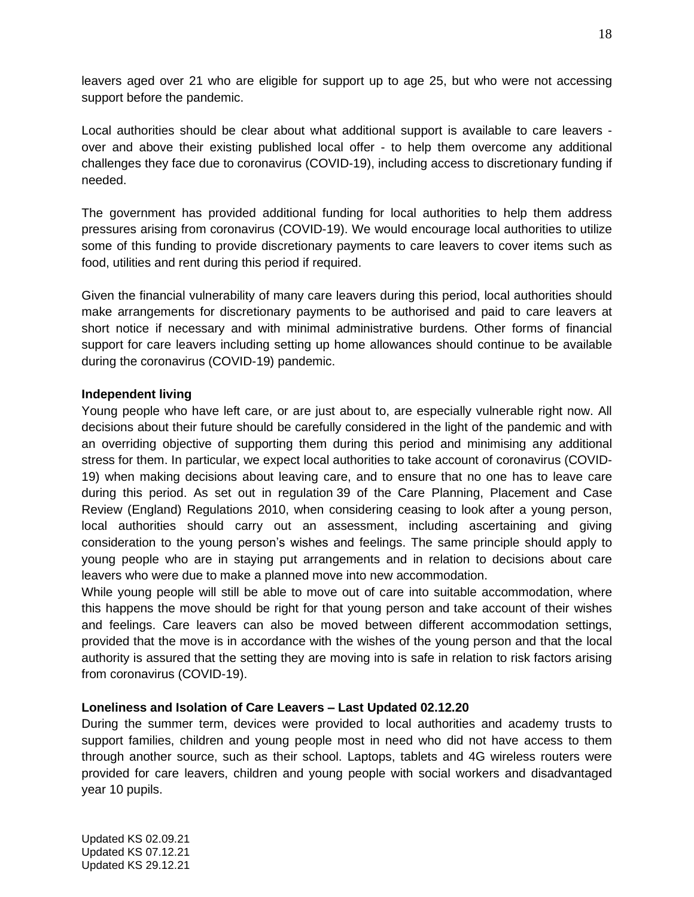leavers aged over 21 who are eligible for support up to age 25, but who were not accessing support before the pandemic.

Local authorities should be clear about what additional support is available to care leavers - over and above their existing published local offer - to help them overcome any additional challenges they face due to coronavirus (COVID-19), including access to discretionary funding if needed.

The government has provided additional funding for local authorities to help them address pressures arising from coronavirus (COVID-19). We would encourage local authorities to utilize some of this funding to provide discretionary payments to care leavers to cover items such as food, utilities and rent during this period if required.

Given the financial vulnerability of many care leavers during this period, local authorities should make arrangements for discretionary payments to be authorised and paid to care leavers at short notice if necessary and with minimal administrative burdens. Other forms of financial support for care leavers including setting up home allowances should continue to be available during the coronavirus (COVID-19) pandemic.

**Independent living**

Young people who have left care, or are just about to, are especially vulnerable right now. All decisions about their future should be carefully considered in the light of the pandemic and with an overriding objective of supporting them during this period and minimising any additional stress for them. In particular, we expect local authorities to take account of coronavirus (COVID-19) when making decisions about leaving care, and to ensure that no one has to leave care during this period. As set out in regulation 39 of the Care Planning, Placement and Case Review (England) Regulations 2010, when considering ceasing to look after a young person, local authorities should carry out an assessment, including ascertaining and giving consideration to the young person's wishes and feelings. The same principle should apply to young people who are in staying put arrangements and in relation to decisions about care leavers who were due to make a planned move into new accommodation.

While young people will still be able to move out of care into suitable accommodation, where this happens the move should be right for that young person and take account of their wishes and feelings. Care leavers can also be moved between different accommodation settings, provided that the move is in accordance with the wishes of the young person and that the local authority is assured that the setting they are moving into is safe in relation to risk factors arising from coronavirus (COVID-19).

**Loneliness and Isolation of Care Leavers – Last Updated 02.12.20**

During the summer term, devices were provided to local authorities and academy trusts to support families, children and young people most in need who did not have access to them through another source, such as their school. Laptops, tablets and 4G wireless routers were provided for care leavers, children and young people with social workers and disadvantaged year 10 pupils.

Updated KS 02.09.21
Updated KS 07.12.21
Updated KS 29.12.21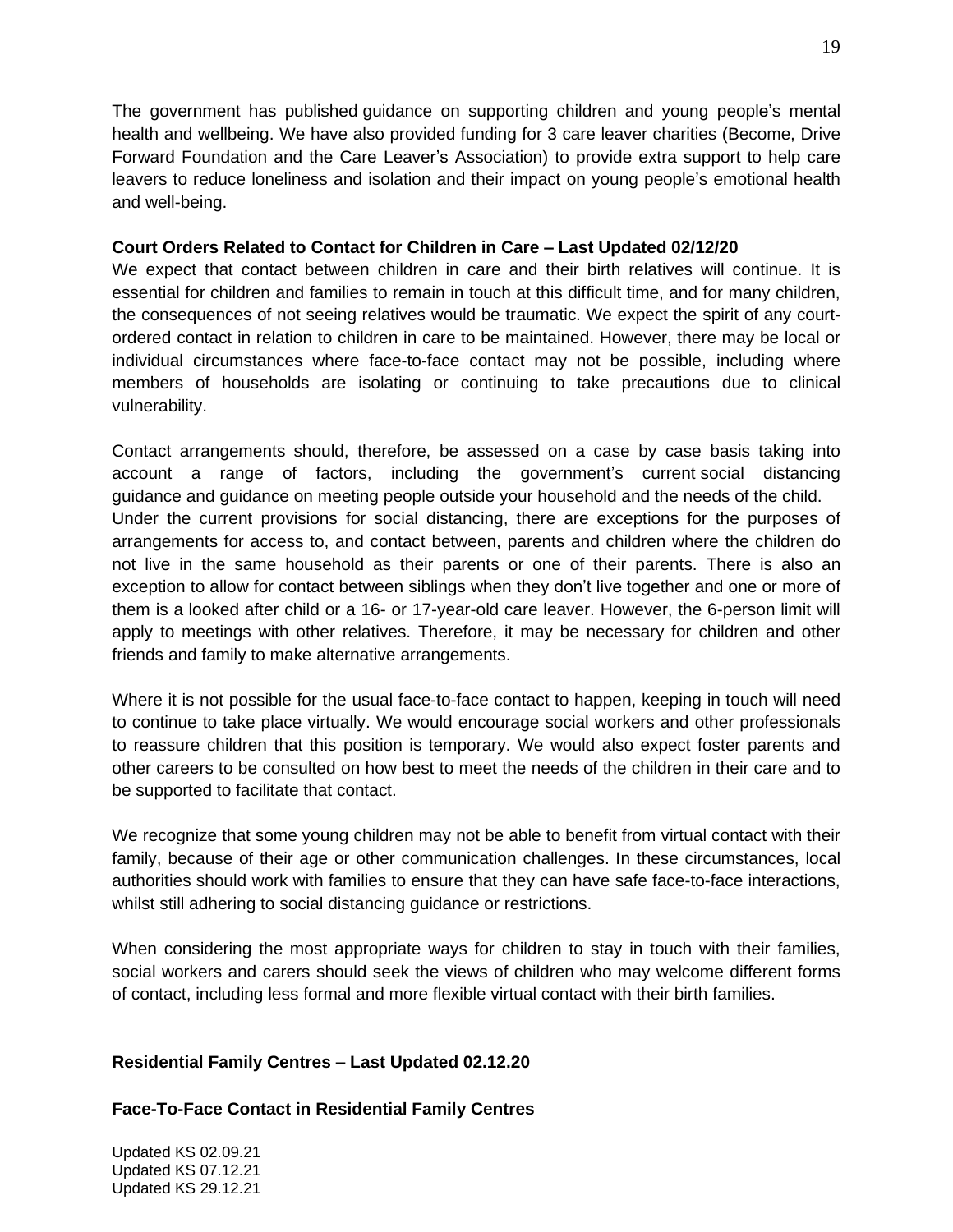The government has published guidance on supporting children and young people's mental health and wellbeing. We have also provided funding for 3 care leaver charities (Become, Drive Forward Foundation and the Care Leaver's Association) to provide extra support to help care leavers to reduce loneliness and isolation and their impact on young people's emotional health and well-being.

**Court Orders Related to Contact for Children in Care – Last Updated 02/12/20**

We expect that contact between children in care and their birth relatives will continue. It is essential for children and families to remain in touch at this difficult time, and for many children, the consequences of not seeing relatives would be traumatic. We expect the spirit of any court-ordered contact in relation to children in care to be maintained. However, there may be local or individual circumstances where face-to-face contact may not be possible, including where members of households are isolating or continuing to take precautions due to clinical vulnerability.

Contact arrangements should, therefore, be assessed on a case by case basis taking into account a range of factors, including the government's current social distancing guidance and guidance on meeting people outside your household and the needs of the child.
Under the current provisions for social distancing, there are exceptions for the purposes of arrangements for access to, and contact between, parents and children where the children do not live in the same household as their parents or one of their parents. There is also an exception to allow for contact between siblings when they don't live together and one or more of them is a looked after child or a 16- or 17-year-old care leaver. However, the 6-person limit will apply to meetings with other relatives. Therefore, it may be necessary for children and other friends and family to make alternative arrangements.

Where it is not possible for the usual face-to-face contact to happen, keeping in touch will need to continue to take place virtually. We would encourage social workers and other professionals to reassure children that this position is temporary. We would also expect foster parents and other careers to be consulted on how best to meet the needs of the children in their care and to be supported to facilitate that contact.

We recognize that some young children may not be able to benefit from virtual contact with their family, because of their age or other communication challenges. In these circumstances, local authorities should work with families to ensure that they can have safe face-to-face interactions, whilst still adhering to social distancing guidance or restrictions.

When considering the most appropriate ways for children to stay in touch with their families, social workers and carers should seek the views of children who may welcome different forms of contact, including less formal and more flexible virtual contact with their birth families.

**Residential Family Centres – Last Updated 02.12.20**

**Face-To-Face Contact in Residential Family Centres**

Updated KS 02.09.21
Updated KS 07.12.21
Updated KS 29.12.21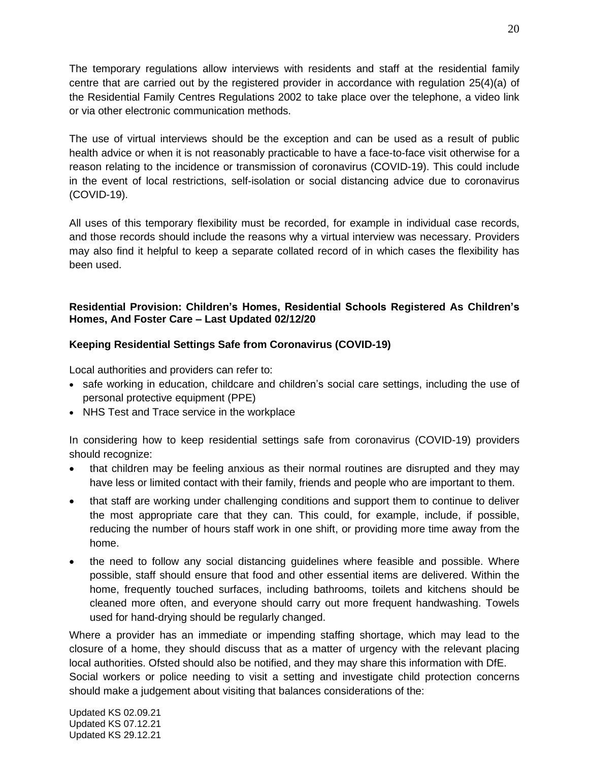The temporary regulations allow interviews with residents and staff at the residential family centre that are carried out by the registered provider in accordance with regulation 25(4)(a) of the Residential Family Centres Regulations 2002 to take place over the telephone, a video link or via other electronic communication methods.

The use of virtual interviews should be the exception and can be used as a result of public health advice or when it is not reasonably practicable to have a face-to-face visit otherwise for a reason relating to the incidence or transmission of coronavirus (COVID-19). This could include in the event of local restrictions, self-isolation or social distancing advice due to coronavirus (COVID-19).

All uses of this temporary flexibility must be recorded, for example in individual case records, and those records should include the reasons why a virtual interview was necessary. Providers may also find it helpful to keep a separate collated record of in which cases the flexibility has been used.

**Residential Provision: Children's Homes, Residential Schools Registered As Children's Homes, And Foster Care – Last Updated 02/12/20**

**Keeping Residential Settings Safe from Coronavirus (COVID-19)**

Local authorities and providers can refer to:

- safe working in education, childcare and children's social care settings, including the use of personal protective equipment (PPE)
- NHS Test and Trace service in the workplace

In considering how to keep residential settings safe from coronavirus (COVID-19) providers should recognize:

- that children may be feeling anxious as their normal routines are disrupted and they may have less or limited contact with their family, friends and people who are important to them.
- that staff are working under challenging conditions and support them to continue to deliver the most appropriate care that they can. This could, for example, include, if possible, reducing the number of hours staff work in one shift, or providing more time away from the home.
- the need to follow any social distancing guidelines where feasible and possible. Where possible, staff should ensure that food and other essential items are delivered. Within the home, frequently touched surfaces, including bathrooms, toilets and kitchens should be cleaned more often, and everyone should carry out more frequent handwashing. Towels used for hand-drying should be regularly changed.

Where a provider has an immediate or impending staffing shortage, which may lead to the closure of a home, they should discuss that as a matter of urgency with the relevant placing local authorities. Ofsted should also be notified, and they may share this information with DfE.
Social workers or police needing to visit a setting and investigate child protection concerns should make a judgement about visiting that balances considerations of the:

Updated KS 02.09.21
Updated KS 07.12.21
Updated KS 29.12.21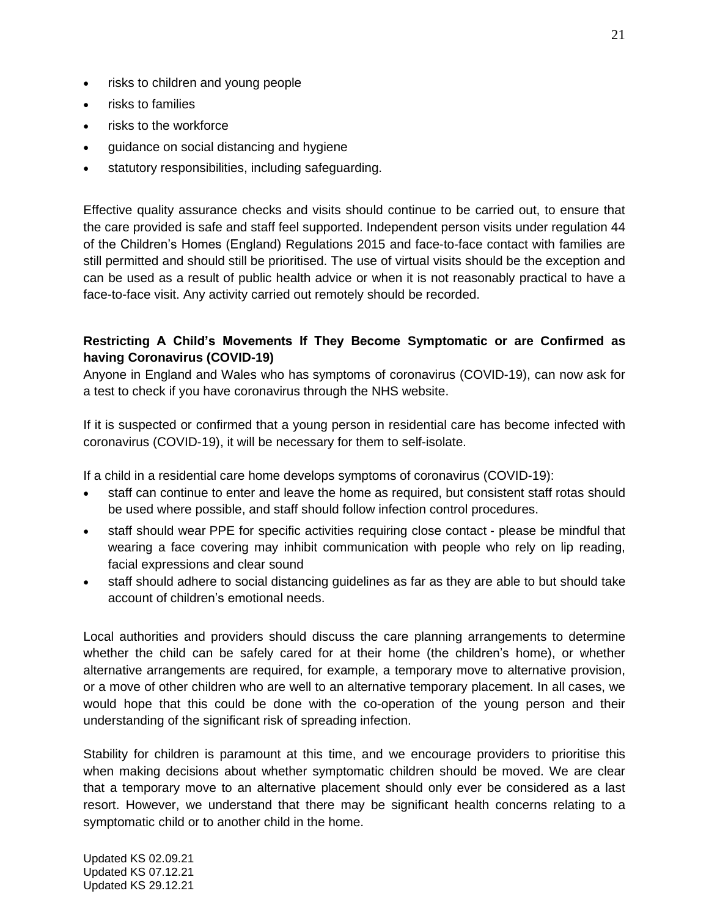- risks to children and young people
- risks to families
- risks to the workforce
- guidance on social distancing and hygiene
- statutory responsibilities, including safeguarding.

Effective quality assurance checks and visits should continue to be carried out, to ensure that the care provided is safe and staff feel supported. Independent person visits under regulation 44 of the Children's Homes (England) Regulations 2015 and face-to-face contact with families are still permitted and should still be prioritised. The use of virtual visits should be the exception and can be used as a result of public health advice or when it is not reasonably practical to have a face-to-face visit. Any activity carried out remotely should be recorded.

**Restricting A Child's Movements If They Become Symptomatic or are Confirmed as having Coronavirus (COVID-19)**

Anyone in England and Wales who has symptoms of coronavirus (COVID-19), can now ask for a test to check if you have coronavirus through the NHS website.

If it is suspected or confirmed that a young person in residential care has become infected with coronavirus (COVID-19), it will be necessary for them to self-isolate.

If a child in a residential care home develops symptoms of coronavirus (COVID-19):

- staff can continue to enter and leave the home as required, but consistent staff rotas should be used where possible, and staff should follow infection control procedures.
- staff should wear PPE for specific activities requiring close contact - please be mindful that wearing a face covering may inhibit communication with people who rely on lip reading, facial expressions and clear sound
- staff should adhere to social distancing guidelines as far as they are able to but should take account of children's emotional needs.

Local authorities and providers should discuss the care planning arrangements to determine whether the child can be safely cared for at their home (the children's home), or whether alternative arrangements are required, for example, a temporary move to alternative provision, or a move of other children who are well to an alternative temporary placement. In all cases, we would hope that this could be done with the co-operation of the young person and their understanding of the significant risk of spreading infection.

Stability for children is paramount at this time, and we encourage providers to prioritise this when making decisions about whether symptomatic children should be moved. We are clear that a temporary move to an alternative placement should only ever be considered as a last resort. However, we understand that there may be significant health concerns relating to a symptomatic child or to another child in the home.

Updated KS 02.09.21
Updated KS 07.12.21
Updated KS 29.12.21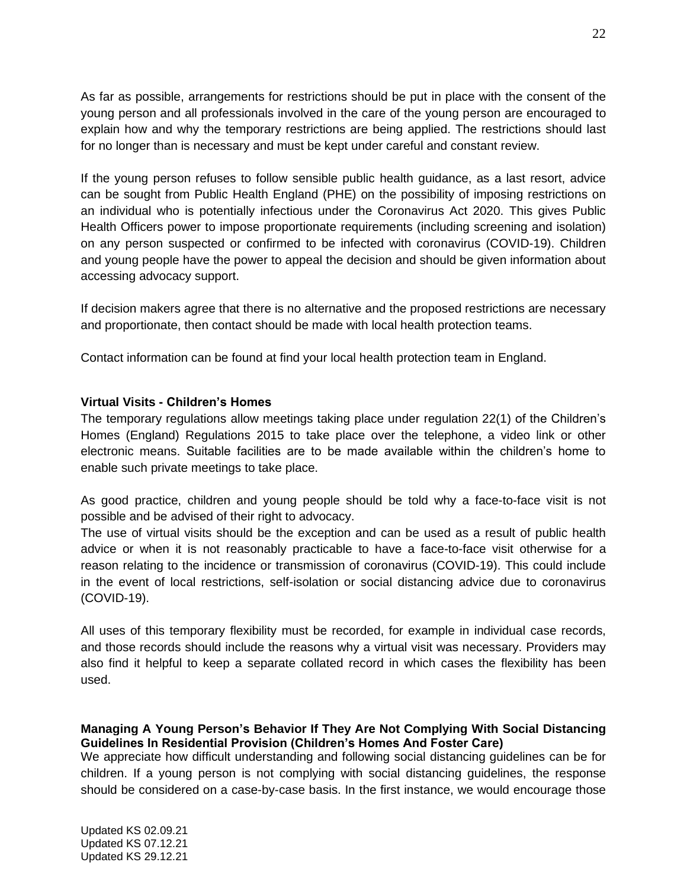As far as possible, arrangements for restrictions should be put in place with the consent of the young person and all professionals involved in the care of the young person are encouraged to explain how and why the temporary restrictions are being applied. The restrictions should last for no longer than is necessary and must be kept under careful and constant review.

If the young person refuses to follow sensible public health guidance, as a last resort, advice can be sought from Public Health England (PHE) on the possibility of imposing restrictions on an individual who is potentially infectious under the Coronavirus Act 2020. This gives Public Health Officers power to impose proportionate requirements (including screening and isolation) on any person suspected or confirmed to be infected with coronavirus (COVID-19). Children and young people have the power to appeal the decision and should be given information about accessing advocacy support.

If decision makers agree that there is no alternative and the proposed restrictions are necessary and proportionate, then contact should be made with local health protection teams.

Contact information can be found at find your local health protection team in England.

**Virtual Visits - Children's Homes**

The temporary regulations allow meetings taking place under regulation 22(1) of the Children's Homes (England) Regulations 2015 to take place over the telephone, a video link or other electronic means. Suitable facilities are to be made available within the children's home to enable such private meetings to take place.

As good practice, children and young people should be told why a face-to-face visit is not possible and be advised of their right to advocacy.

The use of virtual visits should be the exception and can be used as a result of public health advice or when it is not reasonably practicable to have a face-to-face visit otherwise for a reason relating to the incidence or transmission of coronavirus (COVID-19). This could include in the event of local restrictions, self-isolation or social distancing advice due to coronavirus (COVID-19).

All uses of this temporary flexibility must be recorded, for example in individual case records, and those records should include the reasons why a virtual visit was necessary. Providers may also find it helpful to keep a separate collated record in which cases the flexibility has been used.

**Managing A Young Person's Behavior If They Are Not Complying With Social Distancing Guidelines In Residential Provision (Children's Homes And Foster Care)**

We appreciate how difficult understanding and following social distancing guidelines can be for children. If a young person is not complying with social distancing guidelines, the response should be considered on a case-by-case basis. In the first instance, we would encourage those

Updated KS 02.09.21
Updated KS 07.12.21
Updated KS 29.12.21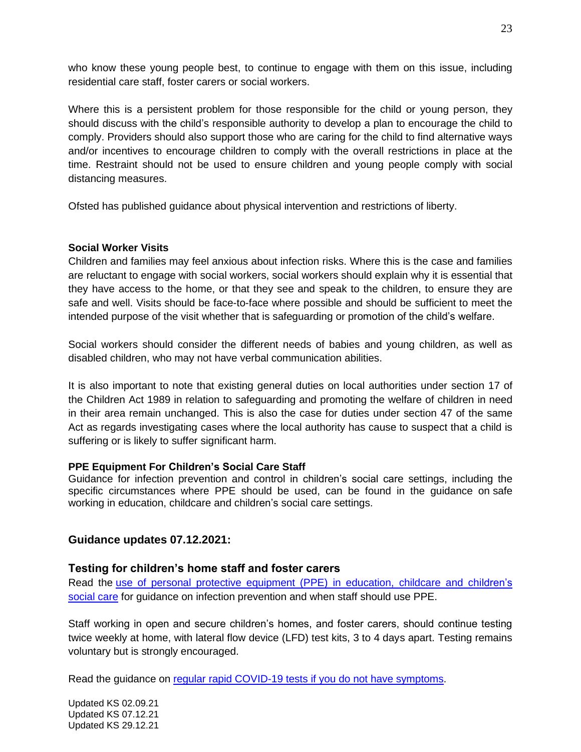who know these young people best, to continue to engage with them on this issue, including residential care staff, foster carers or social workers.

Where this is a persistent problem for those responsible for the child or young person, they should discuss with the child's responsible authority to develop a plan to encourage the child to comply. Providers should also support those who are caring for the child to find alternative ways and/or incentives to encourage children to comply with the overall restrictions in place at the time. Restraint should not be used to ensure children and young people comply with social distancing measures.

Ofsted has published guidance about physical intervention and restrictions of liberty.

**Social Worker Visits**

Children and families may feel anxious about infection risks. Where this is the case and families are reluctant to engage with social workers, social workers should explain why it is essential that they have access to the home, or that they see and speak to the children, to ensure they are safe and well. Visits should be face-to-face where possible and should be sufficient to meet the intended purpose of the visit whether that is safeguarding or promotion of the child's welfare.

Social workers should consider the different needs of babies and young children, as well as disabled children, who may not have verbal communication abilities.

It is also important to note that existing general duties on local authorities under section 17 of the Children Act 1989 in relation to safeguarding and promoting the welfare of children in need in their area remain unchanged. This is also the case for duties under section 47 of the same Act as regards investigating cases where the local authority has cause to suspect that a child is suffering or is likely to suffer significant harm.

**PPE Equipment For Children's Social Care Staff**

Guidance for infection prevention and control in children's social care settings, including the specific circumstances where PPE should be used, can be found in the guidance on safe working in education, childcare and children's social care settings.

## Guidance updates 07.12.2021:

### Testing for children's home staff and foster carers

Read the use of personal protective equipment (PPE) in education, childcare and children's social care for guidance on infection prevention and when staff should use PPE.

Staff working in open and secure children's homes, and foster carers, should continue testing twice weekly at home, with lateral flow device (LFD) test kits, 3 to 4 days apart. Testing remains voluntary but is strongly encouraged.

Read the guidance on regular rapid COVID-19 tests if you do not have symptoms.

Updated KS 02.09.21
Updated KS 07.12.21
Updated KS 29.12.21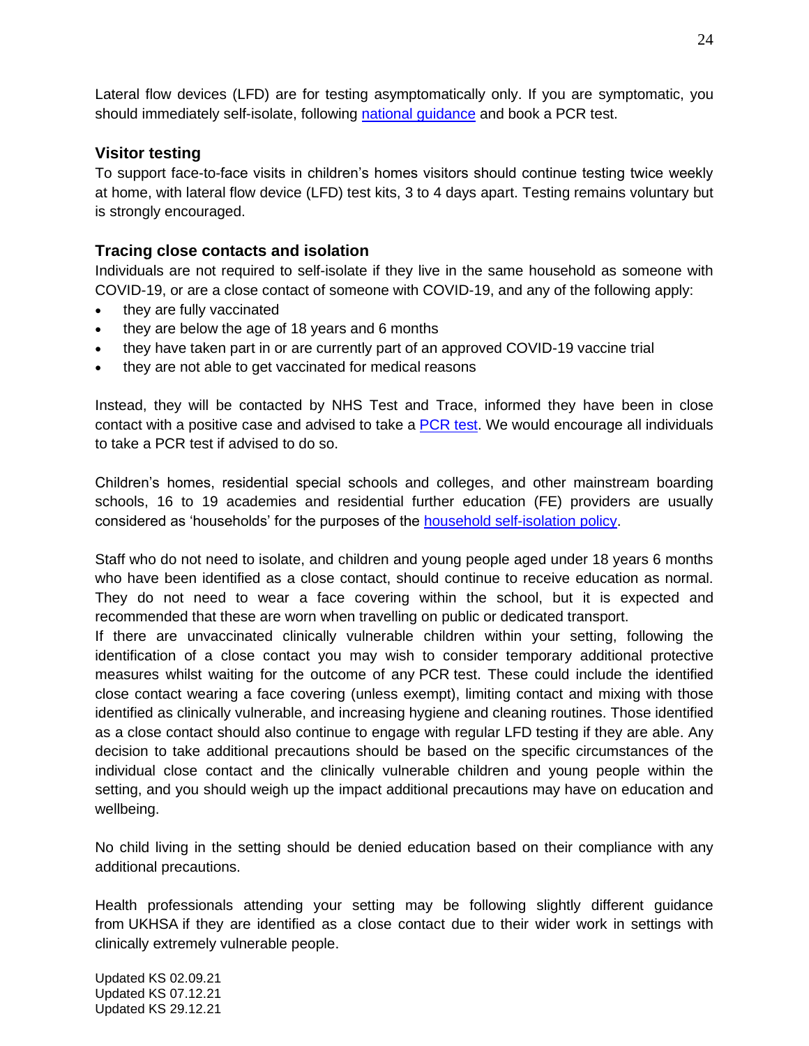Lateral flow devices (LFD) are for testing asymptomatically only. If you are symptomatic, you should immediately self-isolate, following [national guidance](#) and book a PCR test.

### Visitor testing

To support face-to-face visits in children's homes visitors should continue testing twice weekly at home, with lateral flow device (LFD) test kits, 3 to 4 days apart. Testing remains voluntary but is strongly encouraged.

### Tracing close contacts and isolation

Individuals are not required to self-isolate if they live in the same household as someone with COVID-19, or are a close contact of someone with COVID-19, and any of the following apply:

- they are fully vaccinated
- they are below the age of 18 years and 6 months
- they have taken part in or are currently part of an approved COVID-19 vaccine trial
- they are not able to get vaccinated for medical reasons

Instead, they will be contacted by NHS Test and Trace, informed they have been in close contact with a positive case and advised to take a [PCR test](#). We would encourage all individuals to take a PCR test if advised to do so.

Children's homes, residential special schools and colleges, and other mainstream boarding schools, 16 to 19 academies and residential further education (FE) providers are usually considered as 'households' for the purposes of the [household self-isolation policy](#).

Staff who do not need to isolate, and children and young people aged under 18 years 6 months who have been identified as a close contact, should continue to receive education as normal. They do not need to wear a face covering within the school, but it is expected and recommended that these are worn when travelling on public or dedicated transport.

If there are unvaccinated clinically vulnerable children within your setting, following the identification of a close contact you may wish to consider temporary additional protective measures whilst waiting for the outcome of any PCR test. These could include the identified close contact wearing a face covering (unless exempt), limiting contact and mixing with those identified as clinically vulnerable, and increasing hygiene and cleaning routines. Those identified as a close contact should also continue to engage with regular LFD testing if they are able. Any decision to take additional precautions should be based on the specific circumstances of the individual close contact and the clinically vulnerable children and young people within the setting, and you should weigh up the impact additional precautions may have on education and wellbeing.

No child living in the setting should be denied education based on their compliance with any additional precautions.

Health professionals attending your setting may be following slightly different guidance from UKHSA if they are identified as a close contact due to their wider work in settings with clinically extremely vulnerable people.

Updated KS 02.09.21
Updated KS 07.12.21
Updated KS 29.12.21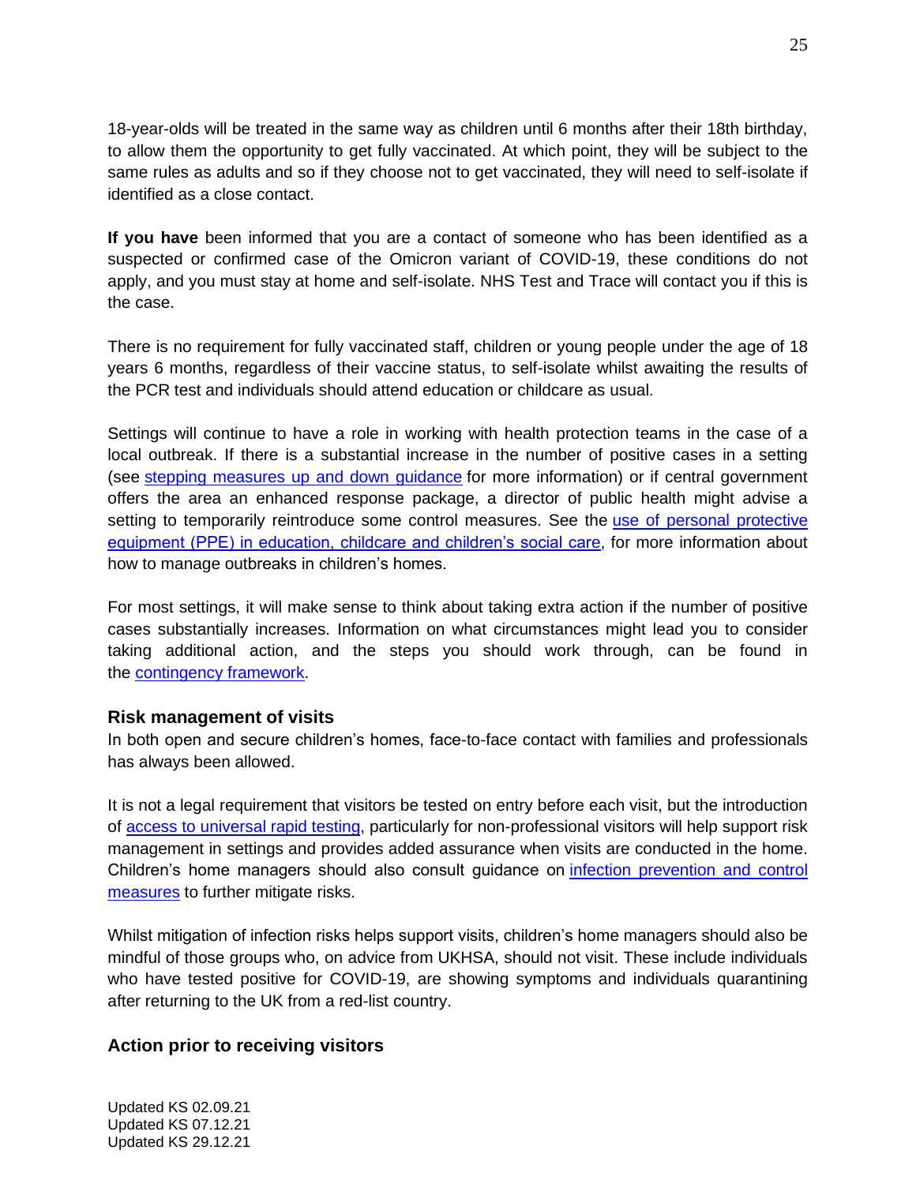18-year-olds will be treated in the same way as children until 6 months after their 18th birthday, to allow them the opportunity to get fully vaccinated. At which point, they will be subject to the same rules as adults and so if they choose not to get vaccinated, they will need to self-isolate if identified as a close contact.

**If you have** been informed that you are a contact of someone who has been identified as a suspected or confirmed case of the Omicron variant of COVID-19, these conditions do not apply, and you must stay at home and self-isolate. NHS Test and Trace will contact you if this is the case.

There is no requirement for fully vaccinated staff, children or young people under the age of 18 years 6 months, regardless of their vaccine status, to self-isolate whilst awaiting the results of the PCR test and individuals should attend education or childcare as usual.

Settings will continue to have a role in working with health protection teams in the case of a local outbreak. If there is a substantial increase in the number of positive cases in a setting (see stepping measures up and down guidance for more information) or if central government offers the area an enhanced response package, a director of public health might advise a setting to temporarily reintroduce some control measures. See the use of personal protective equipment (PPE) in education, childcare and children's social care, for more information about how to manage outbreaks in children's homes.

For most settings, it will make sense to think about taking extra action if the number of positive cases substantially increases. Information on what circumstances might lead you to consider taking additional action, and the steps you should work through, can be found in the contingency framework.

### Risk management of visits

In both open and secure children's homes, face-to-face contact with families and professionals has always been allowed.

It is not a legal requirement that visitors be tested on entry before each visit, but the introduction of access to universal rapid testing, particularly for non-professional visitors will help support risk management in settings and provides added assurance when visits are conducted in the home. Children's home managers should also consult guidance on infection prevention and control measures to further mitigate risks.

Whilst mitigation of infection risks helps support visits, children's home managers should also be mindful of those groups who, on advice from UKHSA, should not visit. These include individuals who have tested positive for COVID-19, are showing symptoms and individuals quarantining after returning to the UK from a red-list country.

### Action prior to receiving visitors

Updated KS 02.09.21
Updated KS 07.12.21
Updated KS 29.12.21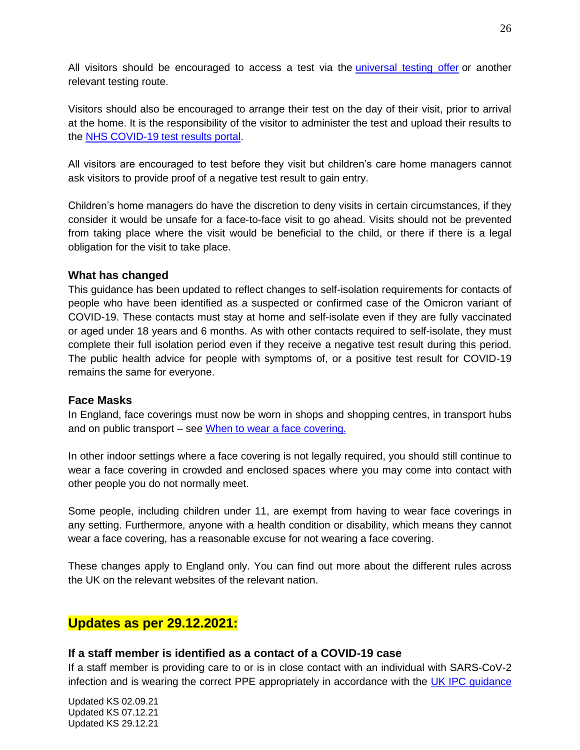All visitors should be encouraged to access a test via the [universal testing offer](#) or another relevant testing route.

Visitors should also be encouraged to arrange their test on the day of their visit, prior to arrival at the home. It is the responsibility of the visitor to administer the test and upload their results to the [NHS COVID-19 test results portal](#).

All visitors are encouraged to test before they visit but children's care home managers cannot ask visitors to provide proof of a negative test result to gain entry.

Children's home managers do have the discretion to deny visits in certain circumstances, if they consider it would be unsafe for a face-to-face visit to go ahead. Visits should not be prevented from taking place where the visit would be beneficial to the child, or there if there is a legal obligation for the visit to take place.

### What has changed

This guidance has been updated to reflect changes to self-isolation requirements for contacts of people who have been identified as a suspected or confirmed case of the Omicron variant of COVID-19. These contacts must stay at home and self-isolate even if they are fully vaccinated or aged under 18 years and 6 months. As with other contacts required to self-isolate, they must complete their full isolation period even if they receive a negative test result during this period. The public health advice for people with symptoms of, or a positive test result for COVID-19 remains the same for everyone.

### Face Masks

In England, face coverings must now be worn in shops and shopping centres, in transport hubs and on public transport – see [When to wear a face covering.](#)

In other indoor settings where a face covering is not legally required, you should still continue to wear a face covering in crowded and enclosed spaces where you may come into contact with other people you do not normally meet.

Some people, including children under 11, are exempt from having to wear face coverings in any setting. Furthermore, anyone with a health condition or disability, which means they cannot wear a face covering, has a reasonable excuse for not wearing a face covering.

These changes apply to England only. You can find out more about the different rules across the UK on the relevant websites of the relevant nation.

## Updates as per 29.12.2021:

### If a staff member is identified as a contact of a COVID-19 case

If a staff member is providing care to or is in close contact with an individual with SARS-CoV-2 infection and is wearing the correct PPE appropriately in accordance with the [UK IPC guidance](#)

Updated KS 02.09.21
Updated KS 07.12.21
Updated KS 29.12.21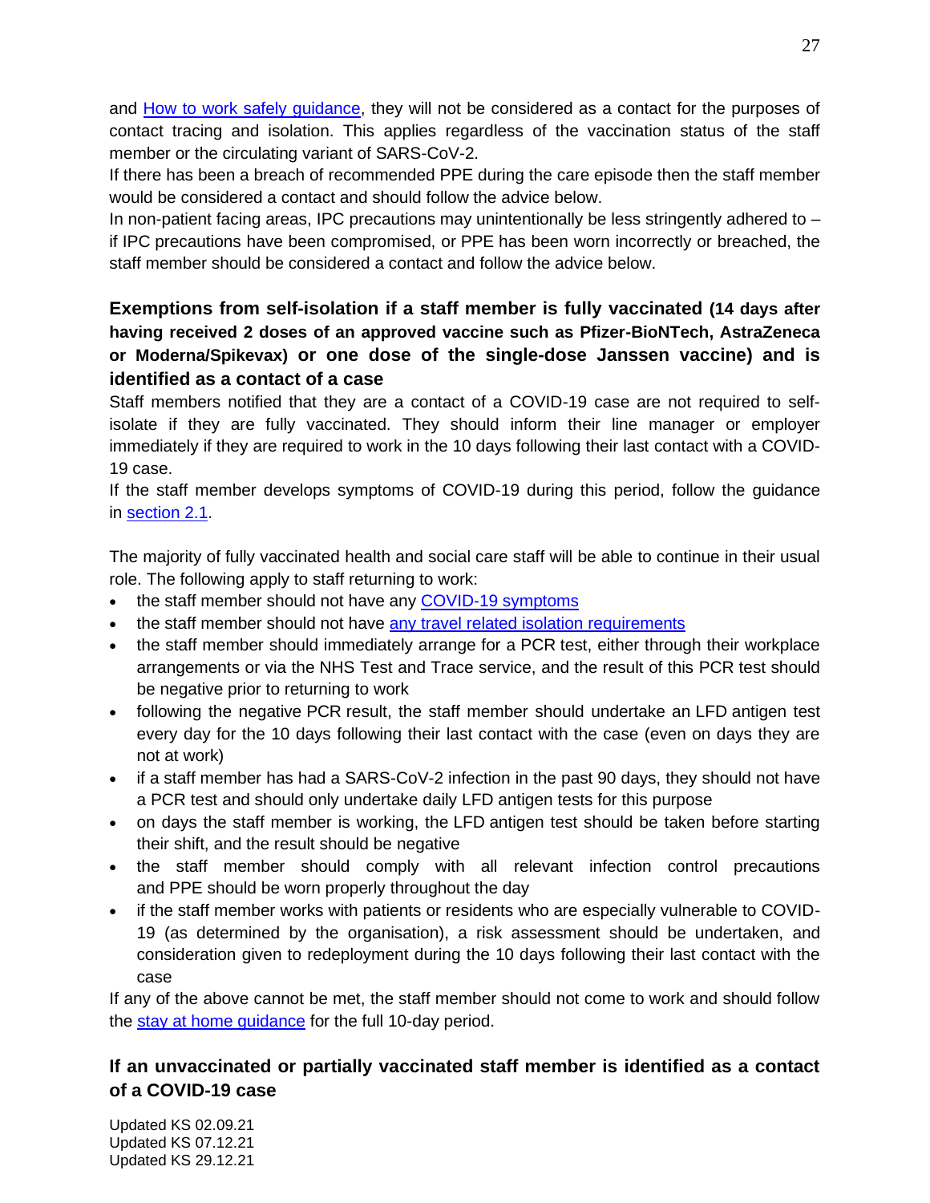and [How to work safely guidance](), they will not be considered as a contact for the purposes of contact tracing and isolation. This applies regardless of the vaccination status of the staff member or the circulating variant of SARS-CoV-2.

If there has been a breach of recommended PPE during the care episode then the staff member would be considered a contact and should follow the advice below.

In non-patient facing areas, IPC precautions may unintentionally be less stringently adhered to – if IPC precautions have been compromised, or PPE has been worn incorrectly or breached, the staff member should be considered a contact and follow the advice below.

### Exemptions from self-isolation if a staff member is fully vaccinated (14 days after having received 2 doses of an approved vaccine such as Pfizer-BioNTech, AstraZeneca or Moderna/Spikevax) or one dose of the single-dose Janssen vaccine) and is identified as a contact of a case

Staff members notified that they are a contact of a COVID-19 case are not required to self-isolate if they are fully vaccinated. They should inform their line manager or employer immediately if they are required to work in the 10 days following their last contact with a COVID-19 case.

If the staff member develops symptoms of COVID-19 during this period, follow the guidance in [section 2.1]().

The majority of fully vaccinated health and social care staff will be able to continue in their usual role. The following apply to staff returning to work:

- the staff member should not have any [COVID-19 symptoms]()
- the staff member should not have [any travel related isolation requirements]()
- the staff member should immediately arrange for a PCR test, either through their workplace arrangements or via the NHS Test and Trace service, and the result of this PCR test should be negative prior to returning to work
- following the negative PCR result, the staff member should undertake an LFD antigen test every day for the 10 days following their last contact with the case (even on days they are not at work)
- if a staff member has had a SARS-CoV-2 infection in the past 90 days, they should not have a PCR test and should only undertake daily LFD antigen tests for this purpose
- on days the staff member is working, the LFD antigen test should be taken before starting their shift, and the result should be negative
- the staff member should comply with all relevant infection control precautions and PPE should be worn properly throughout the day
- if the staff member works with patients or residents who are especially vulnerable to COVID-19 (as determined by the organisation), a risk assessment should be undertaken, and consideration given to redeployment during the 10 days following their last contact with the case

If any of the above cannot be met, the staff member should not come to work and should follow the [stay at home guidance]() for the full 10-day period.

### If an unvaccinated or partially vaccinated staff member is identified as a contact of a COVID-19 case

Updated KS 02.09.21
Updated KS 07.12.21
Updated KS 29.12.21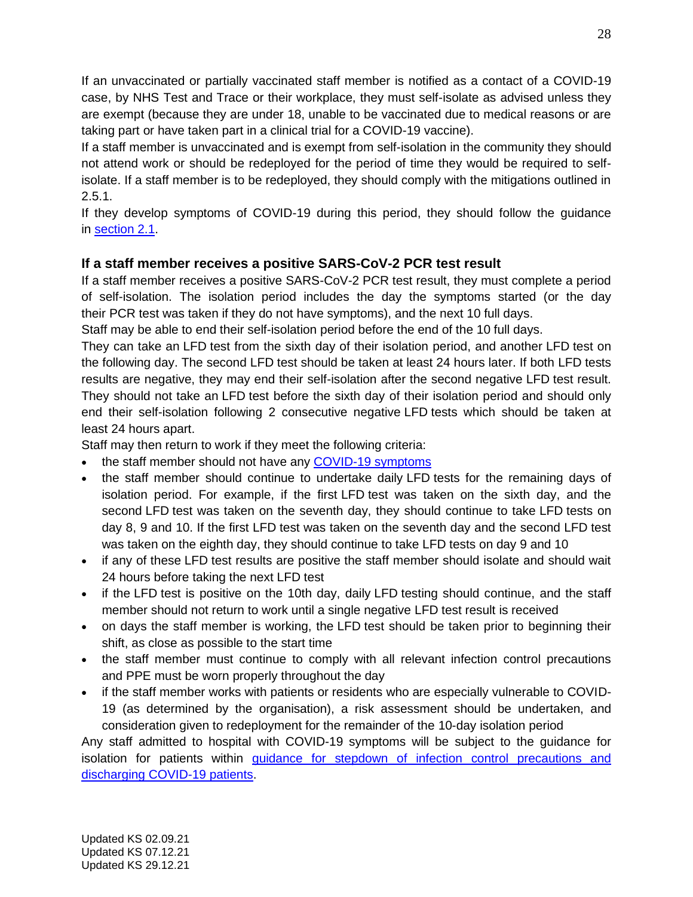If an unvaccinated or partially vaccinated staff member is notified as a contact of a COVID-19 case, by NHS Test and Trace or their workplace, they must self-isolate as advised unless they are exempt (because they are under 18, unable to be vaccinated due to medical reasons or are taking part or have taken part in a clinical trial for a COVID-19 vaccine).

If a staff member is unvaccinated and is exempt from self-isolation in the community they should not attend work or should be redeployed for the period of time they would be required to self-isolate. If a staff member is to be redeployed, they should comply with the mitigations outlined in 2.5.1.

If they develop symptoms of COVID-19 during this period, they should follow the guidance in [section 2.1](#).

### If a staff member receives a positive SARS-CoV-2 PCR test result

If a staff member receives a positive SARS-CoV-2 PCR test result, they must complete a period of self-isolation. The isolation period includes the day the symptoms started (or the day their PCR test was taken if they do not have symptoms), and the next 10 full days.

Staff may be able to end their self-isolation period before the end of the 10 full days.

They can take an LFD test from the sixth day of their isolation period, and another LFD test on the following day. The second LFD test should be taken at least 24 hours later. If both LFD tests results are negative, they may end their self-isolation after the second negative LFD test result. They should not take an LFD test before the sixth day of their isolation period and should only end their self-isolation following 2 consecutive negative LFD tests which should be taken at least 24 hours apart.

Staff may then return to work if they meet the following criteria:

- the staff member should not have any [COVID-19 symptoms](#)
- the staff member should continue to undertake daily LFD tests for the remaining days of isolation period. For example, if the first LFD test was taken on the sixth day, and the second LFD test was taken on the seventh day, they should continue to take LFD tests on day 8, 9 and 10. If the first LFD test was taken on the seventh day and the second LFD test was taken on the eighth day, they should continue to take LFD tests on day 9 and 10
- if any of these LFD test results are positive the staff member should isolate and should wait 24 hours before taking the next LFD test
- if the LFD test is positive on the 10th day, daily LFD testing should continue, and the staff member should not return to work until a single negative LFD test result is received
- on days the staff member is working, the LFD test should be taken prior to beginning their shift, as close as possible to the start time
- the staff member must continue to comply with all relevant infection control precautions and PPE must be worn properly throughout the day
- if the staff member works with patients or residents who are especially vulnerable to COVID-19 (as determined by the organisation), a risk assessment should be undertaken, and consideration given to redeployment for the remainder of the 10-day isolation period

Any staff admitted to hospital with COVID-19 symptoms will be subject to the guidance for isolation for patients within [guidance for stepdown of infection control precautions and discharging COVID-19 patients](#).

Updated KS 02.09.21
Updated KS 07.12.21
Updated KS 29.12.21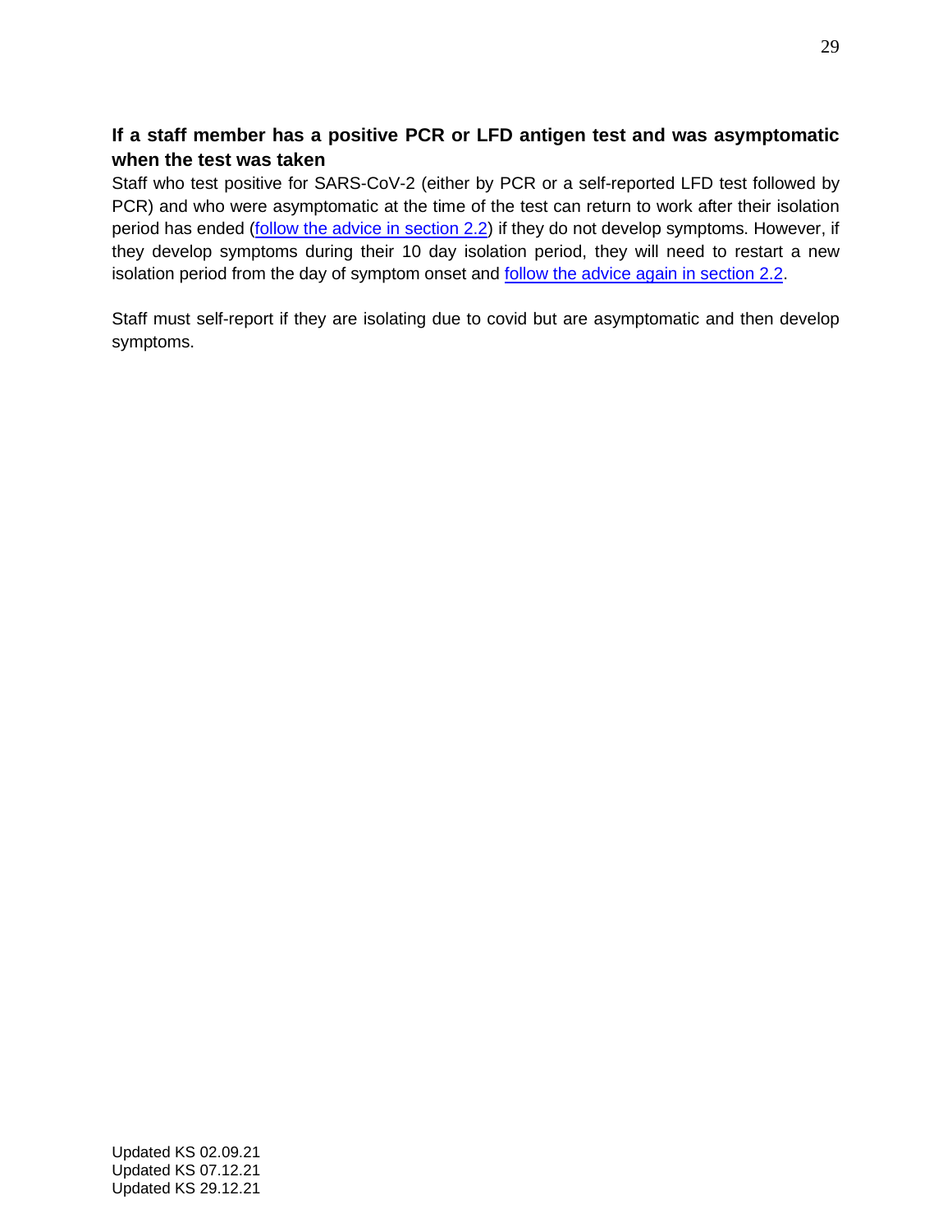**If a staff member has a positive PCR or LFD antigen test and was asymptomatic when the test was taken**

Staff who test positive for SARS-CoV-2 (either by PCR or a self-reported LFD test followed by PCR) and who were asymptomatic at the time of the test can return to work after their isolation period has ended (follow the advice in section 2.2) if they do not develop symptoms. However, if they develop symptoms during their 10 day isolation period, they will need to restart a new isolation period from the day of symptom onset and follow the advice again in section 2.2.

Staff must self-report if they are isolating due to covid but are asymptomatic and then develop symptoms.

Updated KS 02.09.21
Updated KS 07.12.21
Updated KS 29.12.21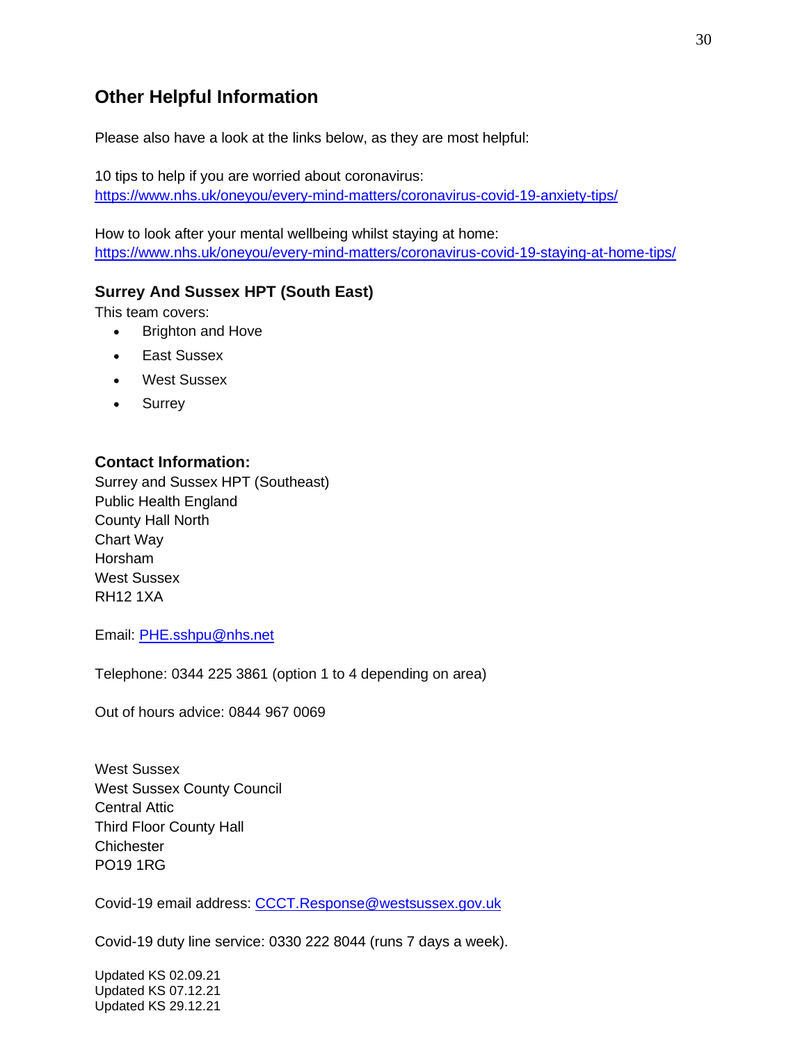## Other Helpful Information

Please also have a look at the links below, as they are most helpful:

10 tips to help if you are worried about coronavirus:
https://www.nhs.uk/oneyou/every-mind-matters/coronavirus-covid-19-anxiety-tips/

How to look after your mental wellbeing whilst staying at home:
https://www.nhs.uk/oneyou/every-mind-matters/coronavirus-covid-19-staying-at-home-tips/

### Surrey And Sussex HPT (South East)

This team covers:

- Brighton and Hove
- East Sussex
- West Sussex
- Surrey

### Contact Information:

Surrey and Sussex HPT (Southeast)
Public Health England
County Hall North
Chart Way
Horsham
West Sussex
RH12 1XA

Email: PHE.sshpu@nhs.net

Telephone: 0344 225 3861 (option 1 to 4 depending on area)

Out of hours advice: 0844 967 0069

West Sussex
West Sussex County Council
Central Attic
Third Floor County Hall
Chichester
PO19 1RG

Covid-19 email address: CCCT.Response@westsussex.gov.uk

Covid-19 duty line service: 0330 222 8044 (runs 7 days a week).

Updated KS 02.09.21
Updated KS 07.12.21
Updated KS 29.12.21